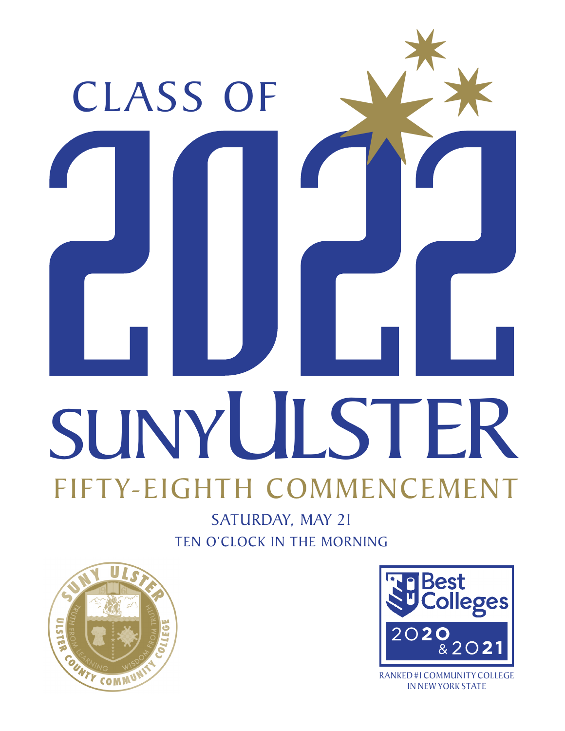# CLASS OF 2022

# SUNY ULSTER

## FIFTY-EIGHTH COMMENCEMENT

SATURDAY, MAY 21

TEN O'CLOCK IN THE MORNING

SUNY ULSTER

1961

TRUTH FROM LEARNING WISDOM FROM TRUTH

ULSTER COUNTY COMMUNITY COLLEGE

Best Colleges

2020 & 2021

RANKED #1 COMMUNITY COLLEGE IN NEW YORK STATE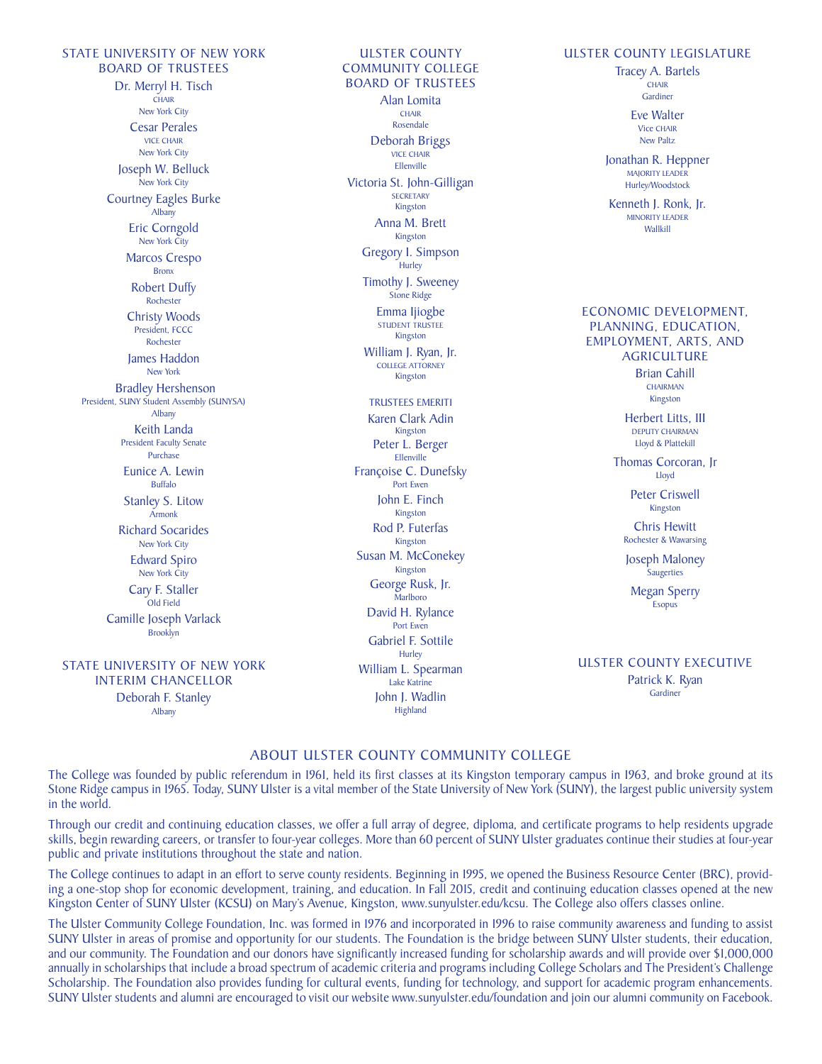## STATE UNIVERSITY OF NEW YORK BOARD OF TRUSTEES

Dr. Merryl H. Tisch
CHAIR
New York City

Cesar Perales
VICE CHAIR
New York City

Joseph W. Belluck
New York City

Courtney Eagles Burke
Albany

Eric Corngold
New York City

Marcos Crespo
Bronx

Robert Duffy
Rochester

Christy Woods
President, FCCC
Rochester

James Haddon
New York

Bradley Hershenson
President, SUNY Student Assembly (SUNYSA)
Albany

Keith Landa
President Faculty Senate
Purchase

Eunice A. Lewin
Buffalo

Stanley S. Litow
Armonk

Richard Socarides
New York City

Edward Spiro
New York City

Cary F. Staller
Old Field

Camille Joseph Varlack
Brooklyn

## STATE UNIVERSITY OF NEW YORK INTERIM CHANCELLOR

Deborah F. Stanley
Albany

## ULSTER COUNTY COMMUNITY COLLEGE BOARD OF TRUSTEES

Alan Lomita
CHAIR
Rosendale

Deborah Briggs
VICE CHAIR
Ellenville

Victoria St. John-Gilligan
SECRETARY
Kingston

Anna M. Brett
Kingston

Gregory I. Simpson
Hurley

Timothy J. Sweeney
Stone Ridge

Emma Ijiogbe
STUDENT TRUSTEE
Kingston

William J. Ryan, Jr.
COLLEGE ATTORNEY
Kingston

### TRUSTEES EMERITI

Karen Clark Adin
Kingston

Peter L. Berger
Ellenville

Françoise C. Dunefsky
Port Ewen

John E. Finch
Kingston

Rod P. Futerfas
Kingston

Susan M. McConekey
Kingston

George Rusk, Jr.
Marlboro

David H. Rylance
Port Ewen

Gabriel F. Sottile
Hurley

William L. Spearman
Lake Katrine

John J. Wadlin
Highland

## ULSTER COUNTY LEGISLATURE

Tracey A. Bartels
CHAIR
Gardiner

Eve Walter
Vice CHAIR
New Paltz

Jonathan R. Heppner
MAJORITY LEADER
Hurley/Woodstock

Kenneth J. Ronk, Jr.
MINORITY LEADER
Wallkill

## ECONOMIC DEVELOPMENT, PLANNING, EDUCATION, EMPLOYMENT, AND AGRICULTURE

Brian Cahill
CHAIRMAN
Kingston

Herbert Litts, III
DEPUTY CHAIRMAN
Lloyd & Plattekill

Thomas Corcoran, Jr
Lloyd

Peter Criswell
Kingston

Chris Hewitt
Rochester & Wawarsing

Joseph Maloney
Saugerties

Megan Sperry
Esopus

## ULSTER COUNTY EXECUTIVE

Patrick K. Ryan
Gardiner

## ABOUT ULSTER COUNTY COMMUNITY COLLEGE

The College was founded by public referendum in 1961, held its first classes at its Kingston temporary campus in 1963, and broke ground at its Stone Ridge campus in 1965. Today, SUNY Ulster is a vital member of the State University of New York (SUNY), the largest public university system in the world.

Through our credit and continuing education classes, we offer a full array of degree, diploma, and certificate programs to help residents upgrade skills, begin rewarding careers, or transfer to four-year colleges. More than 60 percent of SUNY Ulster graduates continue their studies at four-year public and private institutions throughout the state and nation.

The College continues to adapt in an effort to serve county residents. Beginning in 1995, we opened the Business Resource Center (BRC), providing a one-stop shop for economic development, training, and education. In Fall 2015, credit and continuing education classes opened at the new Kingston Center of SUNY Ulster (KCSU) on Mary's Avenue, Kingston, www.sunyulster.edu/kcsu. The College also offers classes online.

The Ulster Community College Foundation, Inc. was formed in 1976 and incorporated in 1996 to raise community awareness and funding to assist SUNY Ulster in areas of promise and opportunity for our students. The Foundation is the bridge between SUNY Ulster students, their education, and our community. The Foundation and our donors have significantly increased funding for scholarship awards and will provide over $1,000,000 annually in scholarships that include a broad spectrum of academic criteria and programs including College Scholars and The President's Challenge Scholarship. The Foundation also provides funding for cultural events, funding for technology, and support for academic program enhancements. SUNY Ulster students and alumni are encouraged to visit our website www.sunyulster.edu/foundation and join our alumni community on Facebook.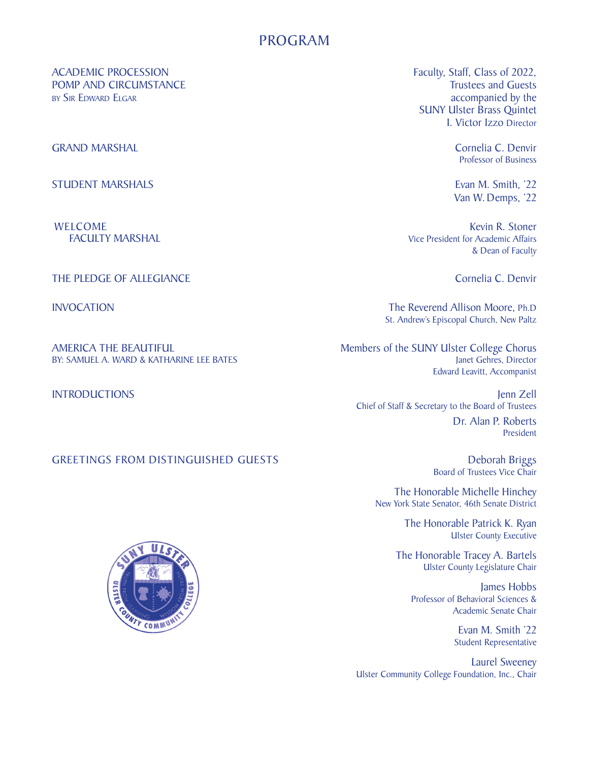# PROGRAM

**ACADEMIC PROCESSION**
**POMP AND CIRCUMSTANCE**
BY SIR EDWARD ELGAR

Faculty, Staff, Class of 2022,
Trustees and Guests
accompanied by the
SUNY Ulster Brass Quintet
I. Victor Izzo Director

**GRAND MARSHAL**

Cornelia C. Denvir
Professor of Business

**STUDENT MARSHALS**

Evan M. Smith, '22
Van W. Demps, '22

**WELCOME**
**FACULTY MARSHAL**

Kevin R. Stoner
Vice President for Academic Affairs
& Dean of Faculty

**THE PLEDGE OF ALLEGIANCE**

Cornelia C. Denvir

**INVOCATION**

The Reverend Allison Moore, Ph.D
St. Andrew's Episcopal Church, New Paltz

**AMERICA THE BEAUTIFUL**
BY: SAMUEL A. WARD & KATHARINE LEE BATES

Members of the SUNY Ulster College Chorus
Janet Gehres, Director
Edward Leavitt, Accompanist

**INTRODUCTIONS**

Jenn Zell
Chief of Staff & Secretary to the Board of Trustees

Dr. Alan P. Roberts
President

**GREETINGS FROM DISTINGUISHED GUESTS**

Deborah Briggs
Board of Trustees Vice Chair

The Honorable Michelle Hinchey
New York State Senator, 46th Senate District

The Honorable Patrick K. Ryan
Ulster County Executive

The Honorable Tracey A. Bartels
Ulster County Legislature Chair

James Hobbs
Professor of Behavioral Sciences &
Academic Senate Chair

Evan M. Smith '22
Student Representative

Laurel Sweeney
Ulster Community College Foundation, Inc., Chair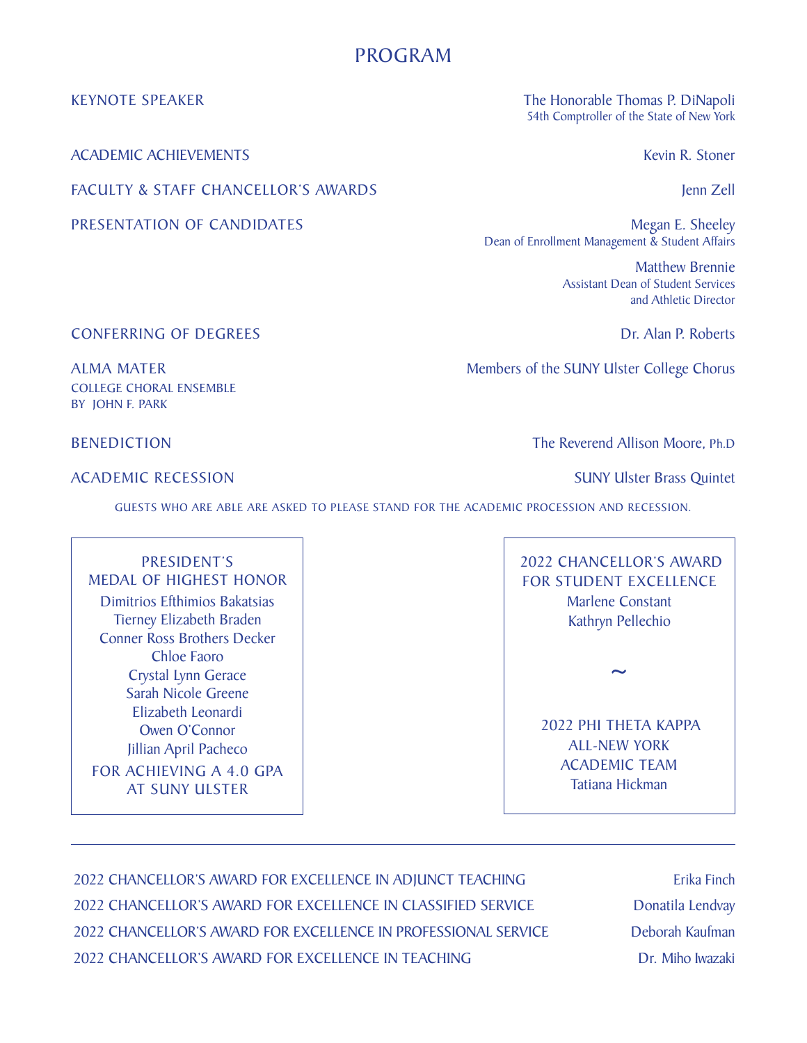# PROGRAM

| | |
|---|---|
| KEYNOTE SPEAKER | The Honorable Thomas P. DiNapoli<br>54th Comptroller of the State of New York |
| ACADEMIC ACHIEVEMENTS | Kevin R. Stoner |
| FACULTY & STAFF CHANCELLOR'S AWARDS | Jenn Zell |
| PRESENTATION OF CANDIDATES | Megan E. Sheeley<br>Dean of Enrollment Management & Student Affairs<br><br>Matthew Brennie<br>Assistant Dean of Student Services<br>and Athletic Director |
| CONFERRING OF DEGREES | Dr. Alan P. Roberts |
| ALMA MATER<br>COLLEGE CHORAL ENSEMBLE<br>BY JOHN F. PARK | Members of the SUNY Ulster College Chorus |
| BENEDICTION | The Reverend Allison Moore, Ph.D |
| ACADEMIC RECESSION | SUNY Ulster Brass Quintet |

GUESTS WHO ARE ABLE ARE ASKED TO PLEASE STAND FOR THE ACADEMIC PROCESSION AND RECESSION.

## PRESIDENT'S MEDAL OF HIGHEST HONOR

Dimitrios Efthimios Bakatsias
Tierney Elizabeth Braden
Conner Ross Brothers Decker
Chloe Faoro
Crystal Lynn Gerace
Sarah Nicole Greene
Elizabeth Leonardi
Owen O'Connor
Jillian April Pacheco

FOR ACHIEVING A 4.0 GPA AT SUNY ULSTER

## 2022 CHANCELLOR'S AWARD FOR STUDENT EXCELLENCE

Marlene Constant
Kathryn Pellechio

~

## 2022 PHI THETA KAPPA ALL-NEW YORK ACADEMIC TEAM

Tatiana Hickman

---

| | |
|---|---|
| 2022 CHANCELLOR'S AWARD FOR EXCELLENCE IN ADJUNCT TEACHING | Erika Finch |
| 2022 CHANCELLOR'S AWARD FOR EXCELLENCE IN CLASSIFIED SERVICE | Donatila Lendvay |
| 2022 CHANCELLOR'S AWARD FOR EXCELLENCE IN PROFESSIONAL SERVICE | Deborah Kaufman |
| 2022 CHANCELLOR'S AWARD FOR EXCELLENCE IN TEACHING | Dr. Miho Iwazaki |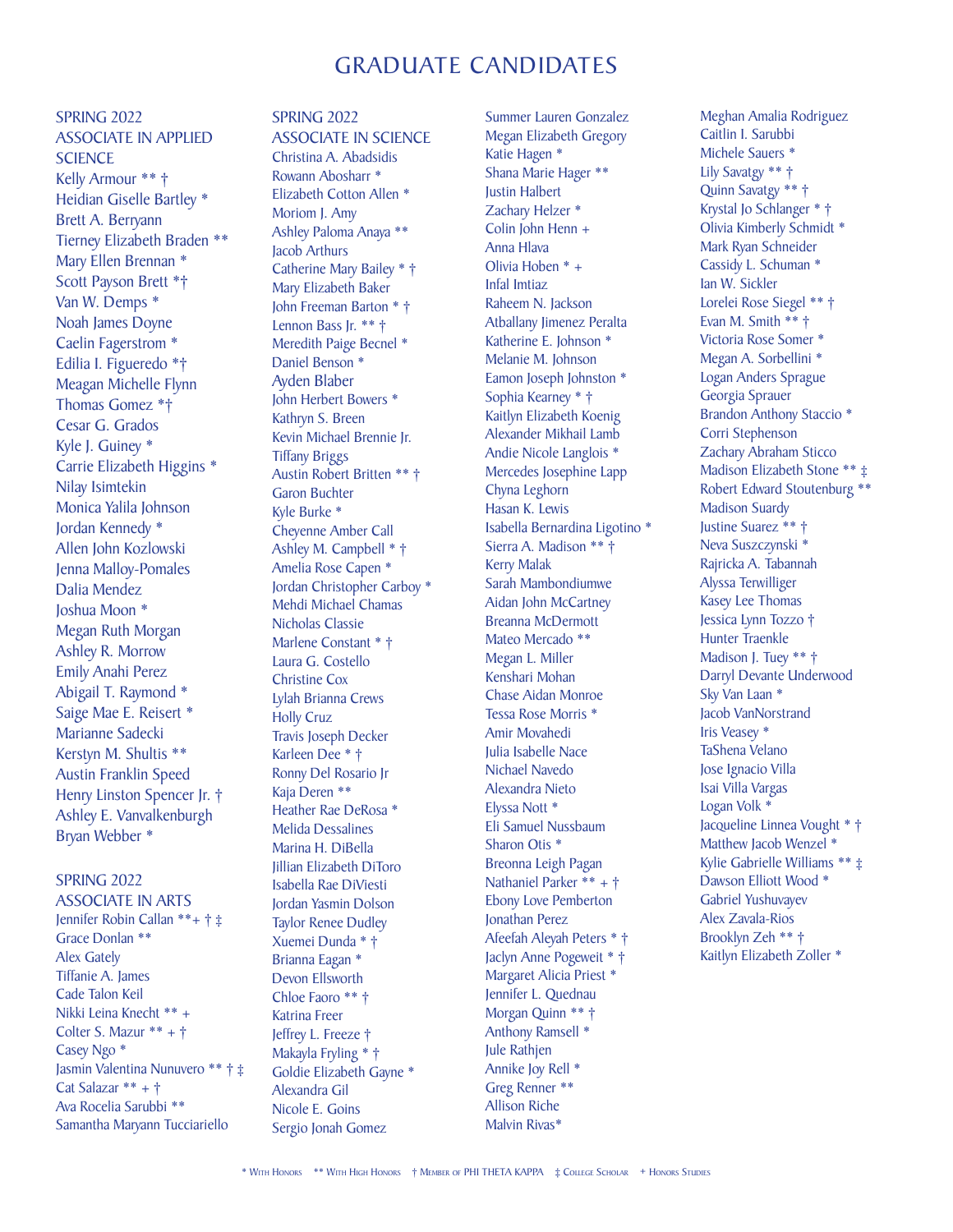# GRADUATE CANDIDATES

## SPRING 2022 ASSOCIATE IN APPLIED SCIENCE

Kelly Armour ** †
Heidian Giselle Bartley *
Brett A. Berryann
Tierney Elizabeth Braden **
Mary Ellen Brennan *
Scott Payson Brett *†
Van W. Demps *
Noah James Doyne
Caelin Fagerstrom *
Edilia I. Figueredo *†
Meagan Michelle Flynn
Thomas Gomez *†
Cesar G. Grados
Kyle J. Guiney *
Carrie Elizabeth Higgins *
Nilay Isimtekin
Monica Yalila Johnson
Jordan Kennedy *
Allen John Kozlowski
Jenna Malloy-Pomales
Dalia Mendez
Joshua Moon *
Megan Ruth Morgan
Ashley R. Morrow
Emily Anahi Perez
Abigail T. Raymond *
Saige Mae E. Reisert *
Marianne Sadecki
Kerstyn M. Shultis **
Austin Franklin Speed
Henry Linston Spencer Jr. †
Ashley E. Vanvalkenburgh
Bryan Webber *

## SPRING 2022 ASSOCIATE IN ARTS

Jennifer Robin Callan **+ † ‡
Grace Donlan **
Alex Gately
Tiffanie A. James
Cade Talon Keil
Nikki Leina Knecht ** +
Colter S. Mazur ** + †
Casey Ngo *
Jasmin Valentina Nunuvero ** † ‡
Cat Salazar ** + †
Ava Rocelia Sarubbi **
Samantha Maryann Tucciariello

## SPRING 2022 ASSOCIATE IN SCIENCE

Christina A. Abadsidis
Rowann Abosharr *
Elizabeth Cotton Allen *
Moriom J. Amy
Ashley Paloma Anaya **
Jacob Arthurs
Catherine Mary Bailey * †
Mary Elizabeth Baker
John Freeman Barton * †
Lennon Bass Jr. ** †
Meredith Paige Becnel *
Daniel Benson *
Ayden Blaber
John Herbert Bowers *
Kathryn S. Breen
Kevin Michael Brennie Jr.
Tiffany Briggs
Austin Robert Britten ** †
Garon Buchter
Kyle Burke *
Cheyenne Amber Call
Ashley M. Campbell * †
Amelia Rose Capen *
Jordan Christopher Carboy *
Mehdi Michael Chamas
Nicholas Classie
Marlene Constant * †
Laura G. Costello
Christine Cox
Lylah Brianna Crews
Holly Cruz
Travis Joseph Decker
Karleen Dee * †
Ronny Del Rosario Jr
Kaja Deren **
Heather Rae DeRosa *
Melida Dessalines
Marina H. DiBella
Jillian Elizabeth DiToro
Isabella Rae DiViesti
Jordan Yasmin Dolson
Taylor Renee Dudley
Xuemei Dunda * †
Brianna Eagan *
Devon Ellsworth
Chloe Faoro ** †
Katrina Freer
Jeffrey L. Freeze †
Makayla Fryling * †
Goldie Elizabeth Gayne *
Alexandra Gil
Nicole E. Goins
Sergio Jonah Gomez
Summer Lauren Gonzalez
Megan Elizabeth Gregory
Katie Hagen *
Shana Marie Hager **
Justin Halbert
Zachary Helzer *
Colin John Henn +
Anna Hlava
Olivia Hoben * +
Infal Imtiaz
Raheem N. Jackson
Atballany Jimenez Peralta
Katherine E. Johnson *
Melanie M. Johnson
Eamon Joseph Johnston *
Sophia Kearney * †
Kaitlyn Elizabeth Koenig
Alexander Mikhail Lamb
Andie Nicole Langlois *
Mercedes Josephine Lapp
Chyna Leghorn
Hasan K. Lewis
Isabella Bernardina Ligotino *
Sierra A. Madison ** †
Kerry Malak
Sarah Mambondiumwe
Aidan John McCartney
Breanna McDermott
Mateo Mercado **
Megan L. Miller
Kenshari Mohan
Chase Aidan Monroe
Tessa Rose Morris *
Amir Movahedi
Julia Isabelle Nace
Nichael Navedo
Alexandra Nieto
Elyssa Nott *
Eli Samuel Nussbaum
Sharon Otis *
Breonna Leigh Pagan
Nathaniel Parker ** + †
Ebony Louise Pemberton
Jonathan Perez
Afeefah Aleyah Peters * †
Jaclyn Anne Pogeweit * †
Margaret Alicia Priest *
Jennifer L. Quednau
Morgan Quinn ** †
Anthony Ramsell *
Jule Rathjen
Annike Joy Rell *
Greg Renner **
Allison Riche
Malvin Rivas*
Meghan Amalia Rodriguez
Caitlin I. Sarubbi
Michele Sauers *
Lily Savatgy ** †
Quinn Savatgy ** †
Krystal Jo Schlanger * †
Olivia Kimberly Schmidt *
Mark Ryan Schneider
Cassidy L. Schuman *
Ian W. Sickler
Lorelei Rose Siegel ** †
Evan M. Smith ** †
Victoria Rose Somer *
Megan A. Sorbellini *
Logan Anders Sprague
Georgia Sprauer
Brandon Anthony Staccio *
Corri Stephenson
Zachary Abraham Sticco
Madison Elizabeth Stone ** ‡
Robert Edward Stoutenburg **
Madison Suardy
Justine Suarez ** †
Neva Suszczynski *
Rajricka A. Tabannah
Alyssa Terwilliger
Kasey Lee Thomas
Jessica Lynn Tozzo †
Hunter Traenkle
Madison J. Tuey ** †
Darryl Devante Underwood
Sky Van Laan *
Jacob VanNorstrand
Iris Veasey *
TaShena Velano
Jose Ignacio Villa
Isai Villa Vargas
Logan Volk *
Jacqueline Linnea Vought * †
Matthew Jacob Wenzel *
Kylie Gabrielle Williams ** ‡
Dawson Elliott Wood *
Gabriel Yushuvayev
Alex Zavala-Rios
Brooklyn Zeh ** †
Kaitlyn Elizabeth Zoller *

* With Honors  ** With High Honors  † Member of PHI THETA KAPPA  ‡ College Scholar  + Honors Studies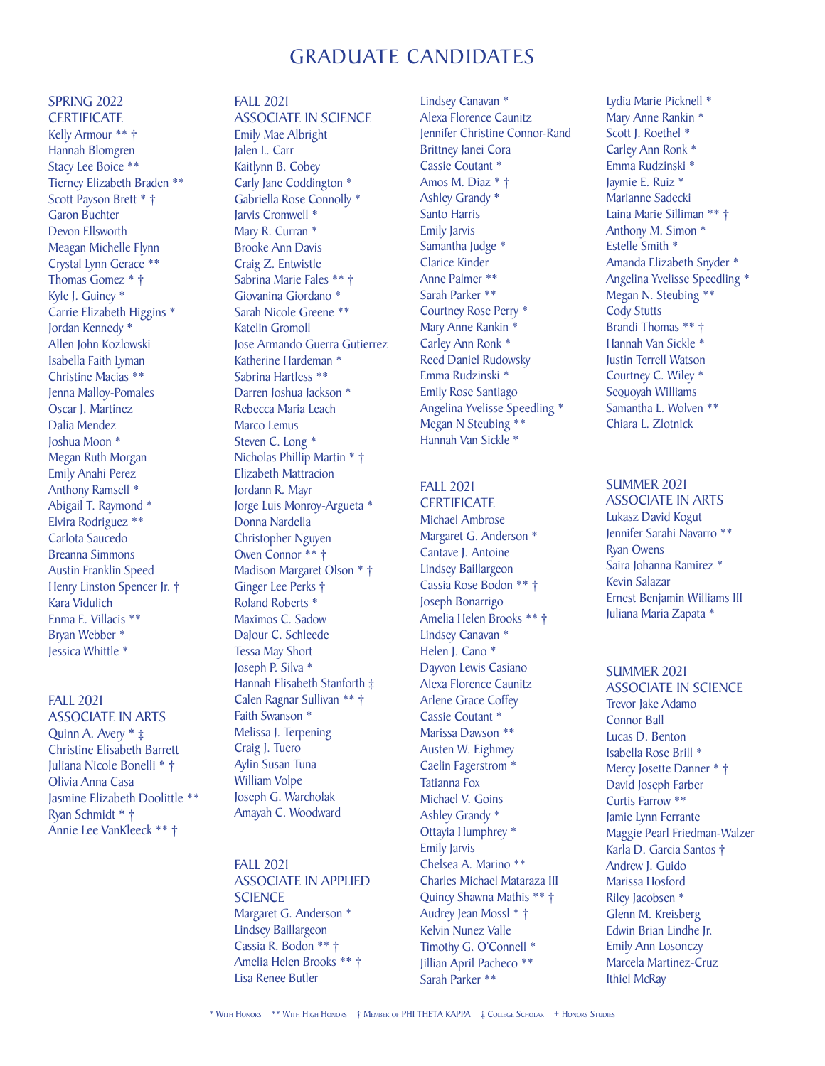# GRADUATE CANDIDATES

## SPRING 2022
## CERTIFICATE

Kelly Armour ** †
Hannah Blomgren
Stacy Lee Boice **
Tierney Elizabeth Braden **
Scott Payson Brett * †
Garon Buchter
Devon Ellsworth
Meagan Michelle Flynn
Crystal Lynn Gerace **
Thomas Gomez * †
Kyle J. Guiney *
Carrie Elizabeth Higgins *
Jordan Kennedy *
Allen John Kozlowski
Isabella Faith Lyman
Christine Macias **
Jenna Malloy-Pomales
Oscar J. Martinez
Dalia Mendez
Joshua Moon *
Megan Ruth Morgan
Emily Anahi Perez
Anthony Ramsell *
Abigail T. Raymond *
Elvira Rodriguez **
Carlota Saucedo
Breanna Simmons
Austin Franklin Speed
Henry Linston Spencer Jr. †
Kara Vidulich
Enma E. Villacis **
Bryan Webber *
Jessica Whittle *

## FALL 2021
## ASSOCIATE IN ARTS

Quinn A. Avery * ‡
Christine Elisabeth Barrett
Juliana Nicole Bonelli * †
Olivia Anna Casa
Jasmine Elizabeth Doolittle **
Ryan Schmidt * †
Annie Lee VanKleeck ** †

## FALL 2021
## ASSOCIATE IN SCIENCE

Emily Mae Albright
Jalen L. Carr
Kaitlynn B. Cobey
Carly Jane Coddington *
Gabriella Rose Connolly *
Jarvis Cromwell *
Mary R. Curran *
Brooke Ann Davis
Craig Z. Entwistle
Sabrina Marie Fales ** †
Giovanina Giordano *
Sarah Nicole Greene **
Katelin Gromoll
Jose Armando Guerra Gutierrez
Katherine Hardeman *
Sabrina Hartless **
Darren Joshua Jackson *
Rebecca Maria Leach
Marco Lemus
Steven C. Long *
Nicholas Phillip Martin * †
Elizabeth Mattracion
Jordann R. Mayr
Jorge Luis Monroy-Argueta *
Donna Nardella
Christopher Nguyen
Owen Connor ** †
Madison Margaret Olson * †
Ginger Lee Perks †
Roland Roberts *
Maximos C. Sadow
DaJour C. Schleede
Tessa May Short
Joseph P. Silva *
Hannah Elisabeth Stanforth ‡
Calen Ragnar Sullivan ** †
Faith Swanson *
Melissa J. Terpening
Craig J. Tuero
Aylin Susan Tuna
William Volpe
Joseph G. Warcholak
Amayah C. Woodward

## FALL 2021
## ASSOCIATE IN APPLIED SCIENCE

Margaret G. Anderson *
Lindsey Baillargeon
Cassia R. Bodon ** †
Amelia Helen Brooks ** †
Lisa Renee Butler
Lindsey Canavan *
Alexa Florence Caunitz
Jennifer Christine Connor-Rand
Brittney Janei Cora
Cassie Coutant *
Amos M. Diaz * †
Ashley Grandy *
Santo Harris
Emily Jarvis
Samantha Judge *
Clarice Kinder
Anne Palmer **
Sarah Parker **
Courtney Rose Perry *
Mary Anne Rankin *
Carley Ann Ronk *
Reed Daniel Rudowsky
Emma Rudzinski *
Emily Rose Santiago
Angelina Yvelisse Speedling *
Megan N Steubing **
Hannah Van Sickle *

## FALL 2021
## CERTIFICATE

Michael Ambrose
Margaret G. Anderson *
Cantave J. Antoine
Lindsey Baillargeon
Cassia Rose Bodon ** †
Joseph Bonarrigo
Amelia Helen Brooks ** †
Lindsey Canavan *
Helen J. Cano *
Dayvon Lewis Casiano
Alexa Florence Caunitz
Arlene Grace Coffey
Cassie Coutant *
Marissa Dawson **
Austen W. Eighmey
Caelin Fagerstrom *
Tatianna Fox
Michael V. Goins
Ashley Grandy *
Ottayia Humphrey *
Emily Jarvis
Chelsea A. Marino **
Charles Michael Mataraza III
Quincy Shawna Mathis ** †
Audrey Jean Mossl * †
Kelvin Nunez Valle
Timothy G. O'Connell *
Jillian April Pacheco **
Sarah Parker **
Lydia Marie Picknell *
Mary Anne Rankin *
Scott J. Roethel *
Carley Ann Ronk *
Emma Rudzinski *
Jaymie E. Ruiz *
Marianne Sadecki
Laina Marie Silliman ** †
Anthony M. Simon *
Estelle Smith *
Amanda Elizabeth Snyder *
Angelina Yvelisse Speedling *
Megan N. Steubing **
Cody Stutts
Brandi Thomas ** †
Hannah Van Sickle *
Justin Terrell Watson
Courtney C. Wiley *
Sequoyah Williams
Samantha L. Wolven **
Chiara L. Zlotnick

## SUMMER 2021
## ASSOCIATE IN ARTS

Lukasz David Kogut
Jennifer Sarahi Navarro **
Ryan Owens
Saira Johanna Ramirez *
Kevin Salazar
Ernest Benjamin Williams III
Juliana Maria Zapata *

## SUMMER 2021
## ASSOCIATE IN SCIENCE

Trevor Jake Adamo
Connor Ball
Lucas D. Benton
Isabella Rose Brill *
Mercy Josette Danner * †
David Joseph Farber
Curtis Farrow **
Jamie Lynn Ferrante
Maggie Pearl Friedman-Walzer
Karla D. Garcia Santos †
Andrew J. Guido
Marissa Hosford
Riley Jacobsen *
Glenn M. Kreisberg
Edwin Brian Lindhe Jr.
Emily Ann Losonczy
Marcela Martinez-Cruz
Ithiel McRay

\* With Honors  ** With High Honors  † Member of PHI THETA KAPPA  ‡ College Scholar  + Honors Studies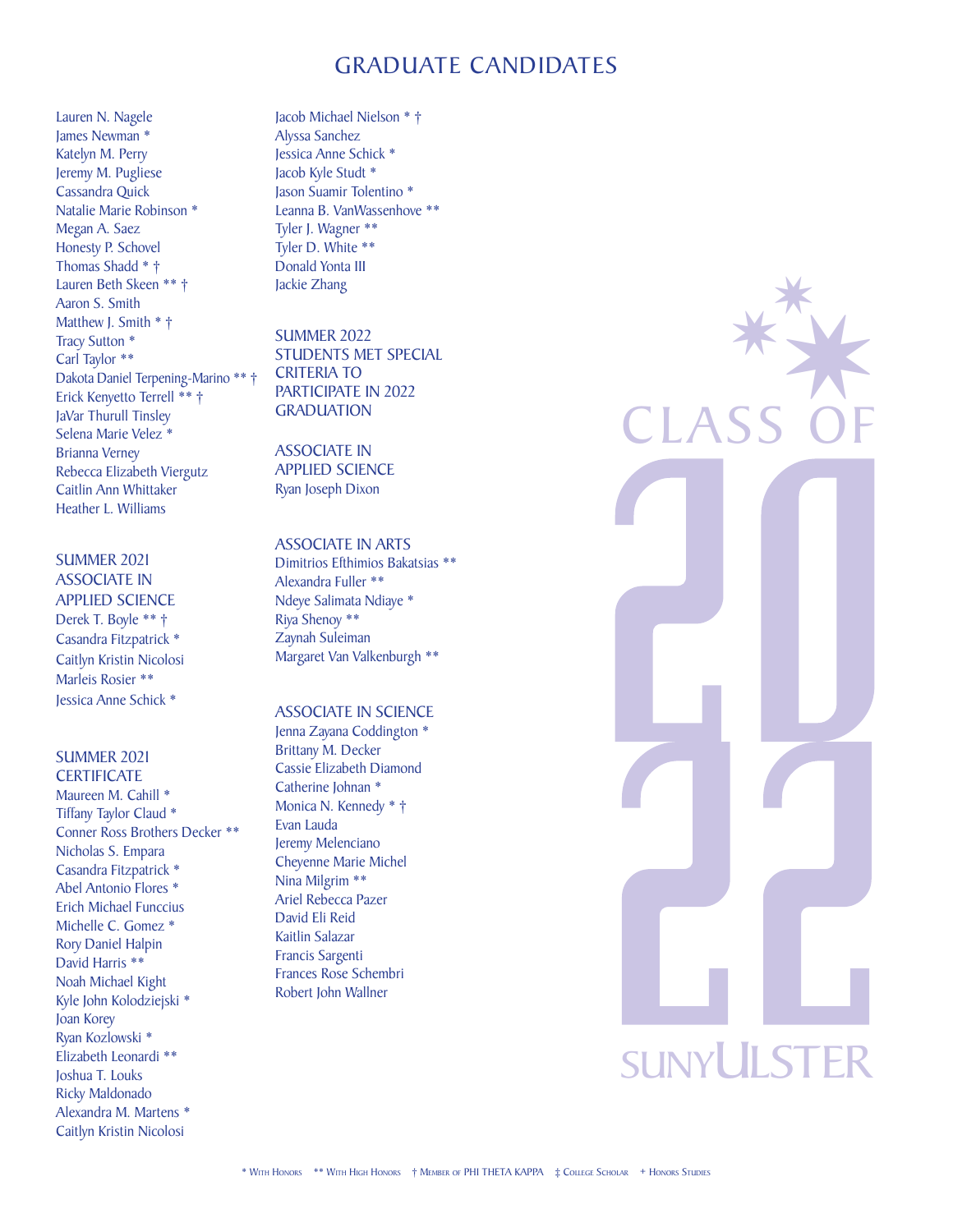# GRADUATE CANDIDATES

Lauren N. Nagele
James Newman *
Katelyn M. Perry
Jeremy M. Pugliese
Cassandra Quick
Natalie Marie Robinson *
Megan A. Saez
Honesty P. Schovel
Thomas Shadd * †
Lauren Beth Skeen ** †
Aaron S. Smith
Matthew J. Smith * †
Tracy Sutton *
Carl Taylor **
Dakota Daniel Terpening-Marino ** †
Erick Kenyetto Terrell ** †
JaVar Thurull Tinsley
Selena Marie Velez *
Brianna Verney
Rebecca Elizabeth Viergutz
Caitlin Ann Whittaker
Heather L. Williams

## SUMMER 2021 ASSOCIATE IN APPLIED SCIENCE

Derek T. Boyle ** †
Casandra Fitzpatrick *
Caitlyn Kristin Nicolosi
Marleis Rosier **
Jessica Anne Schick *

## SUMMER 2021 CERTIFICATE

Maureen M. Cahill *
Tiffany Taylor Claud *
Conner Ross Brothers Decker **
Nicholas S. Empara
Casandra Fitzpatrick *
Abel Antonio Flores *
Erich Michael Funccius
Michelle C. Gomez *
Rory Daniel Halpin
David Harris **
Noah Michael Kight
Kyle John Kolodziejski *
Joan Korey
Ryan Kozlowski *
Elizabeth Leonardi **
Joshua T. Louks
Ricky Maldonado
Alexandra M. Martens *
Caitlyn Kristin Nicolosi
Jacob Michael Nielson * †
Alyssa Sanchez
Jessica Anne Schick *
Jacob Kyle Studt *
Jason Suamir Tolentino *
Leanna B. VanWassenhove **
Tyler J. Wagner **
Tyler D. White **
Donald Yonta III
Jackie Zhang

## SUMMER 2022 STUDENTS MET SPECIAL CRITERIA TO PARTICIPATE IN 2022 GRADUATION

### ASSOCIATE IN APPLIED SCIENCE

Ryan Joseph Dixon

### ASSOCIATE IN ARTS

Dimitrios Efthimios Bakatsias **
Alexandra Fuller **
Ndeye Salimata Ndiaye *
Riya Shenoy **
Zaynah Suleiman
Margaret Van Valkenburgh **

### ASSOCIATE IN SCIENCE

Jenna Zayana Coddington *
Brittany M. Decker
Cassie Elizabeth Diamond
Catherine Johnan *
Monica N. Kennedy * †
Evan Lauda
Jeremy Melenciano
Cheyenne Marie Michel
Nina Milgrim **
Ariel Rebecca Pazer
David Eli Reid
Kaitlin Salazar
Francis Sargenti
Frances Rose Schembri
Robert John Wallner

CLASS OF 2022
SUNY ULSTER

* With Honors ** With High Honors † Member of PHI THETA KAPPA ‡ College Scholar + Honors Studies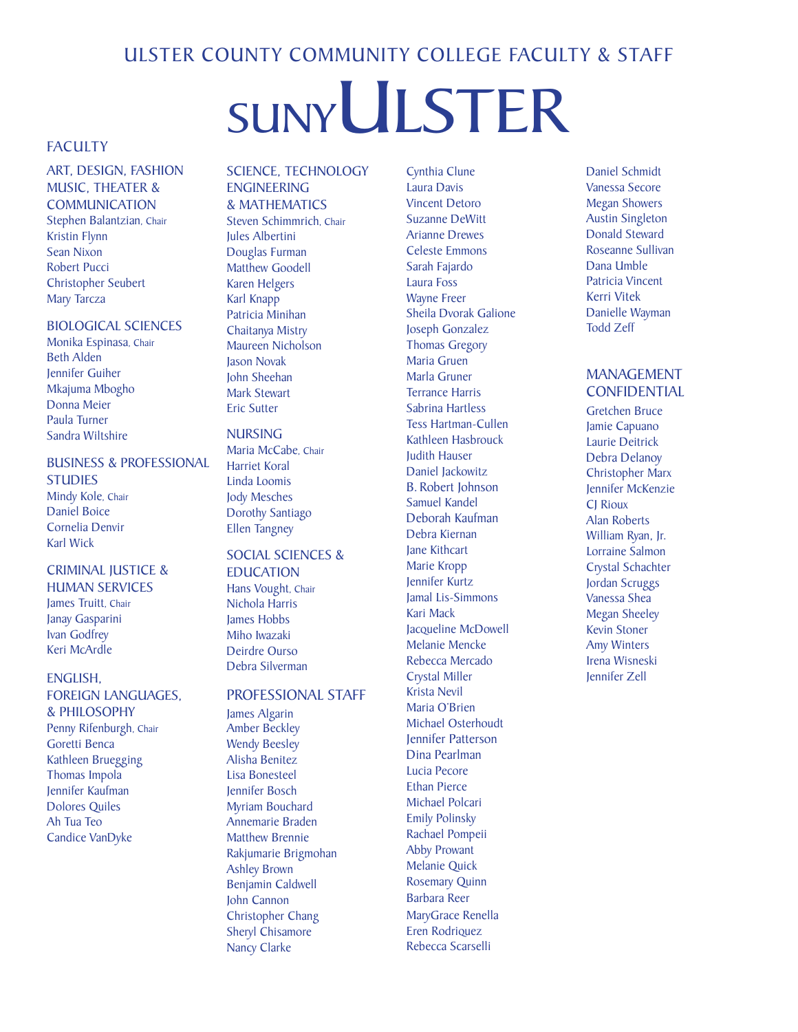# ULSTER COUNTY COMMUNITY COLLEGE FACULTY & STAFF

# SUNYULSTER

## FACULTY

### ART, DESIGN, FASHION MUSIC, THEATER & COMMUNICATION

Stephen Balantzian, Chair
Kristin Flynn
Sean Nixon
Robert Pucci
Christopher Seubert
Mary Tarcza

### BIOLOGICAL SCIENCES

Monika Espinasa, Chair
Beth Alden
Jennifer Guiher
Mkajuma Mbogho
Donna Meier
Paula Turner
Sandra Wiltshire

### BUSINESS & PROFESSIONAL STUDIES

Mindy Kole, Chair
Daniel Boice
Cornelia Denvir
Karl Wick

### CRIMINAL JUSTICE & HUMAN SERVICES

James Truitt, Chair
Janay Gasparini
Ivan Godfrey
Keri McArdle

### ENGLISH, FOREIGN LANGUAGES, & PHILOSOPHY

Penny Rifenburgh, Chair
Goretti Benca
Kathleen Bruegging
Thomas Impola
Jennifer Kaufman
Dolores Quiles
Ah Tua Teo
Candice VanDyke

### SCIENCE, TECHNOLOGY ENGINEERING & MATHEMATICS

Steven Schimmrich, Chair
Jules Albertini
Douglas Furman
Matthew Goodell
Karen Helgers
Karl Knapp
Patricia Minihan
Chaitanya Mistry
Maureen Nicholson
Jason Novak
John Sheehan
Mark Stewart
Eric Sutter

### NURSING

Maria McCabe, Chair
Harriet Koral
Linda Loomis
Jody Mesches
Dorothy Santiago
Ellen Tangney

### SOCIAL SCIENCES & EDUCATION

Hans Vought, Chair
Nichola Harris
James Hobbs
Miho Iwazaki
Deirdre Ourso
Debra Silverman

## PROFESSIONAL STAFF

James Algarin
Amber Beckley
Wendy Beesley
Alisha Benitez
Lisa Bonesteel
Jennifer Bosch
Myriam Bouchard
Annemarie Braden
Matthew Brennie
Rakjumarie Brigmohan
Ashley Brown
Benjamin Caldwell
John Cannon
Christopher Chang
Sheryl Chisamore
Nancy Clarke
Cynthia Clune
Laura Davis
Vincent Detoro
Suzanne DeWitt
Arianne Drewes
Celeste Emmons
Sarah Fajardo
Laura Foss
Wayne Freer
Sheila Dvorak Galione
Joseph Gonzalez
Thomas Gregory
Maria Gruen
Marla Gruner
Terrance Harris
Sabrina Hartless
Tess Hartman-Cullen
Kathleen Hasbrouck
Judith Hauser
Daniel Jackowitz
B. Robert Johnson
Samuel Kandel
Deborah Kaufman
Debra Kiernan
Jane Kithcart
Marie Kropp
Jennifer Kurtz
Jamal Lis-Simmons
Kari Mack
Jacqueline McDowell
Melanie Mencke
Rebecca Mercado
Crystal Miller
Krista Nevil
Maria O'Brien
Michael Osterhoudt
Jennifer Patterson
Dina Pearlman
Lucia Pecore
Ethan Pierce
Michael Polcari
Emily Polinsky
Rachael Pompeii
Abby Prowant
Melanie Quick
Rosemary Quinn
Barbara Reer
MaryGrace Renella
Eren Rodriquez
Rebecca Scarselli
Daniel Schmidt
Vanessa Secore
Megan Showers
Austin Singleton
Donald Steward
Roseanne Sullivan
Dana Umble
Patricia Vincent
Kerri Vitek
Danielle Wayman
Todd Zeff

## MANAGEMENT CONFIDENTIAL

Gretchen Bruce
Jamie Capuano
Laurie Deitrick
Debra Delanoy
Christopher Marx
Jennifer McKenzie
CJ Rioux
Alan Roberts
William Ryan, Jr.
Lorraine Salmon
Crystal Schachter
Jordan Scruggs
Vanessa Shea
Megan Sheeley
Kevin Stoner
Amy Winters
Irena Wisneski
Jennifer Zell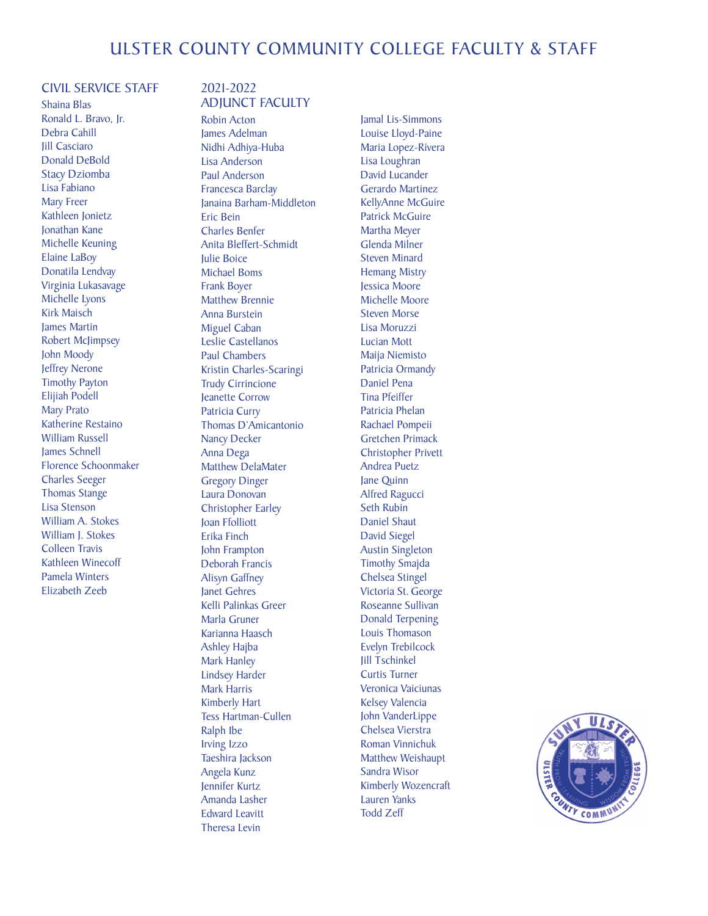# ULSTER COUNTY COMMUNITY COLLEGE FACULTY & STAFF

## CIVIL SERVICE STAFF

Shaina Blas
Ronald L. Bravo, Jr.
Debra Cahill
Jill Casciaro
Donald DeBold
Stacy Dziomba
Lisa Fabiano
Mary Freer
Kathleen Jonietz
Jonathan Kane
Michelle Keuning
Elaine LaBoy
Donatila Lendvay
Virginia Lukasavage
Michelle Lyons
Kirk Maisch
James Martin
Robert McJimpsey
John Moody
Jeffrey Nerone
Timothy Payton
Elijiah Podell
Mary Prato
Katherine Restaino
William Russell
James Schnell
Florence Schoonmaker
Charles Seeger
Thomas Stange
Lisa Stenson
William A. Stokes
William J. Stokes
Colleen Travis
Kathleen Winecoff
Pamela Winters
Elizabeth Zeeb

## 2021-2022 ADJUNCT FACULTY

Robin Acton
James Adelman
Nidhi Adhiya-Huba
Lisa Anderson
Paul Anderson
Francesca Barclay
Janaina Barham-Middleton
Eric Bein
Charles Benfer
Anita Bleffert-Schmidt
Julie Boice
Michael Boms
Frank Boyer
Matthew Brennie
Anna Burstein
Miguel Caban
Leslie Castellanos
Paul Chambers
Kristin Charles-Scaringi
Trudy Cirrincione
Jeanette Corrow
Patricia Curry
Thomas D'Amicantonio
Nancy Decker
Anna Dega
Matthew DelaMater
Gregory Dinger
Laura Donovan
Christopher Earley
Joan Ffolliott
Erika Finch
John Frampton
Deborah Francis
Alisyn Gaffney
Janet Gehres
Kelli Palinkas Greer
Marla Gruner
Karianna Haasch
Ashley Hajba
Mark Hanley
Lindsey Harder
Mark Harris
Kimberly Hart
Tess Hartman-Cullen
Ralph Ibe
Irving Izzo
Taeshira Jackson
Angela Kunz
Jennifer Kurtz
Amanda Lasher
Edward Leavitt
Theresa Levin
Jamal Lis-Simmons
Louise Lloyd-Paine
Maria Lopez-Rivera
Lisa Loughran
David Lucander
Gerardo Martinez
KellyAnne McGuire
Patrick McGuire
Martha Meyer
Glenda Milner
Steven Minard
Hemang Mistry
Jessica Moore
Michelle Moore
Steven Morse
Lisa Moruzzi
Lucian Mott
Maija Niemisto
Patricia Ormandy
Daniel Pena
Tina Pfeiffer
Patricia Phelan
Rachael Pompeii
Gretchen Primack
Christopher Privett
Andrea Puetz
Jane Quinn
Alfred Ragucci
Seth Rubin
Daniel Shaut
David Siegel
Austin Singleton
Timothy Smajda
Chelsea Stingel
Victoria St. George
Roseanne Sullivan
Donald Terpening
Louis Thomason
Evelyn Trebilcock
Jill Tschinkel
Curtis Turner
Veronica Vaiciunas
Kelsey Valencia
John VanderLippe
Chelsea Vierstra
Roman Vinnichuk
Matthew Weishaupt
Sandra Wisor
Kimberly Wozencraft
Lauren Yanks
Todd Zeff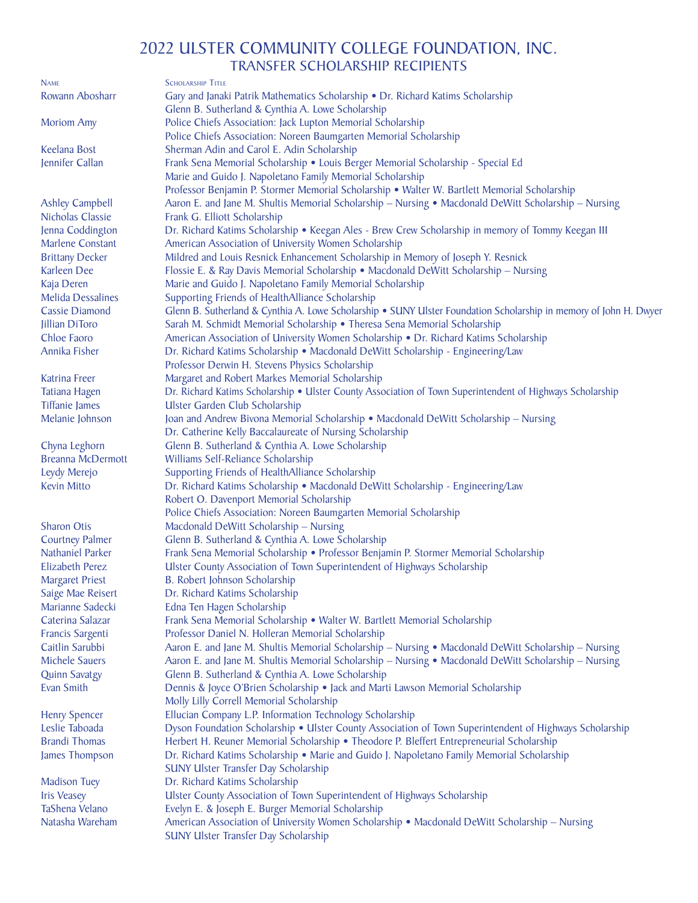# 2022 ULSTER COMMUNITY COLLEGE FOUNDATION, INC.
## TRANSFER SCHOLARSHIP RECIPIENTS

| Name | Scholarship Title |
|---|---|
| Rowann Abosharr | Gary and Janaki Patrik Mathematics Scholarship • Dr. Richard Katims Scholarship<br>Glenn B. Sutherland & Cynthia A. Lowe Scholarship |
| Moriom Amy | Police Chiefs Association: Jack Lupton Memorial Scholarship<br>Police Chiefs Association: Noreen Baumgarten Memorial Scholarship |
| Keelana Bost | Sherman Adin and Carol E. Adin Scholarship |
| Jennifer Callan | Frank Sena Memorial Scholarship • Louis Berger Memorial Scholarship - Special Ed<br>Marie and Guido J. Napoletano Family Memorial Scholarship<br>Professor Benjamin P. Stormer Memorial Scholarship • Walter W. Bartlett Memorial Scholarship |
| Ashley Campbell | Aaron E. and Jane M. Shultis Memorial Scholarship – Nursing • Macdonald DeWitt Scholarship – Nursing |
| Nicholas Classie | Frank G. Elliott Scholarship |
| Jenna Coddington | Dr. Richard Katims Scholarship • Keegan Ales - Brew Crew Scholarship in memory of Tommy Keegan III |
| Marlene Constant | American Association of University Women Scholarship |
| Brittany Decker | Mildred and Louis Resnick Enhancement Scholarship in Memory of Joseph Y. Resnick |
| Karleen Dee | Flossie E. & Ray Davis Memorial Scholarship • Macdonald DeWitt Scholarship – Nursing |
| Kaja Deren | Marie and Guido J. Napoletano Family Memorial Scholarship |
| Melida Dessalines | Supporting Friends of HealthAlliance Scholarship |
| Cassie Diamond | Glenn B. Sutherland & Cynthia A. Lowe Scholarship • SUNY Ulster Foundation Scholarship in memory of John H. Dwyer |
| Jillian DiToro | Sarah M. Schmidt Memorial Scholarship • Theresa Sena Memorial Scholarship |
| Chloe Faoro | American Association of University Women Scholarship • Dr. Richard Katims Scholarship |
| Annika Fisher | Dr. Richard Katims Scholarship • Macdonald DeWitt Scholarship - Engineering/Law<br>Professor Derwin H. Stevens Physics Scholarship |
| Katrina Freer | Margaret and Robert Markes Memorial Scholarship |
| Tatiana Hagen | Dr. Richard Katims Scholarship • Ulster County Association of Town Superintendent of Highways Scholarship |
| Tiffanie James | Ulster Garden Club Scholarship |
| Melanie Johnson | Joan and Andrew Bivona Memorial Scholarship • Macdonald DeWitt Scholarship – Nursing<br>Dr. Catherine Kelly Baccalaureate of Nursing Scholarship |
| Chyna Leghorn | Glenn B. Sutherland & Cynthia A. Lowe Scholarship |
| Breanna McDermott | Williams Self-Reliance Scholarship |
| Leydy Merejo | Supporting Friends of HealthAlliance Scholarship |
| Kevin Mitto | Dr. Richard Katims Scholarship • Macdonald DeWitt Scholarship - Engineering/Law<br>Robert O. Davenport Memorial Scholarship<br>Police Chiefs Association: Noreen Baumgarten Memorial Scholarship |
| Sharon Otis | Macdonald DeWitt Scholarship – Nursing |
| Courtney Palmer | Glenn B. Sutherland & Cynthia A. Lowe Scholarship |
| Nathaniel Parker | Frank Sena Memorial Scholarship • Professor Benjamin P. Stormer Memorial Scholarship |
| Elizabeth Perez | Ulster County Association of Town Superintendent of Highways Scholarship |
| Margaret Priest | B. Robert Johnson Scholarship |
| Saige Mae Reisert | Dr. Richard Katims Scholarship |
| Marianne Sadecki | Edna Ten Hagen Scholarship |
| Caterina Salazar | Frank Sena Memorial Scholarship • Walter W. Bartlett Memorial Scholarship |
| Francis Sargenti | Professor Daniel N. Holleran Memorial Scholarship |
| Caitlin Sarubbi | Aaron E. and Jane M. Shultis Memorial Scholarship – Nursing • Macdonald DeWitt Scholarship – Nursing |
| Michele Sauers | Aaron E. and Jane M. Shultis Memorial Scholarship – Nursing • Macdonald DeWitt Scholarship – Nursing |
| Quinn Savatgy | Glenn B. Sutherland & Cynthia A. Lowe Scholarship |
| Evan Smith | Dennis & Joyce O'Brien Scholarship • Jack and Marti Lawson Memorial Scholarship<br>Molly Lilly Correll Memorial Scholarship |
| Henry Spencer | Ellucian Company L.P. Information Technology Scholarship |
| Leslie Taboada | Dyson Foundation Scholarship • Ulster County Association of Town Superintendent of Highways Scholarship |
| Brandi Thomas | Herbert H. Reuner Memorial Scholarship • Theodore P. Bleffert Entrepreneurial Scholarship |
| James Thompson | Dr. Richard Katims Scholarship • Marie and Guido J. Napoletano Family Memorial Scholarship<br>SUNY Ulster Transfer Day Scholarship |
| Madison Tuey | Dr. Richard Katims Scholarship |
| Iris Veasey | Ulster County Association of Town Superintendent of Highways Scholarship |
| TaShena Velano | Evelyn E. & Joseph E. Burger Memorial Scholarship |
| Natasha Wareham | American Association of University Women Scholarship • Macdonald DeWitt Scholarship – Nursing<br>SUNY Ulster Transfer Day Scholarship |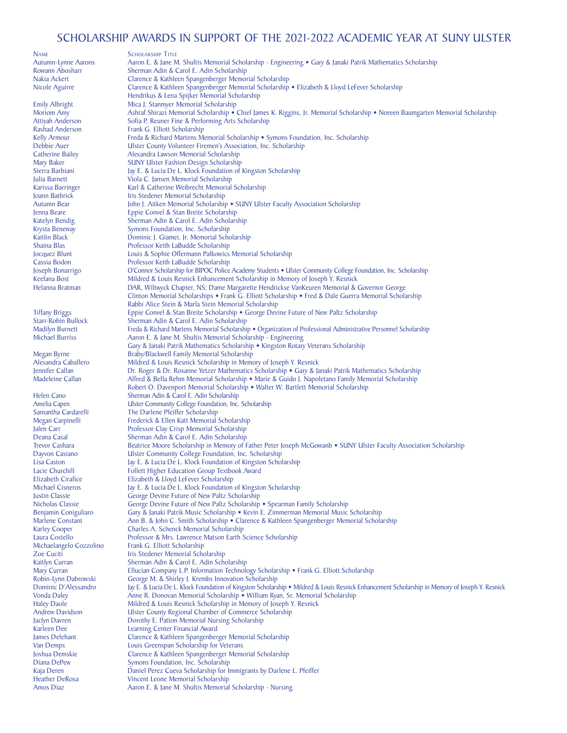# SCHOLARSHIP AWARDS IN SUPPORT OF THE 2021-2022 ACADEMIC YEAR AT SUNY ULSTER

| Name | Scholarship Title |
|---|---|
| Autumn-Lynne Aarons | Aaron E. & Jane M. Shultis Memorial Scholarship - Engineering • Gary & Janaki Patrik Mathematics Scholarship |
| Rowann Abosharr | Sherman Adin & Carol E. Adin Scholarship |
| Nakia Ackert | Clarence & Kathleen Spangenberger Memorial Scholarship |
| Nicole Aguirre | Clarence & Kathleen Spangenberger Memorial Scholarship • Elizabeth & Lloyd LeFever Scholarship Hendrikus & Lena Spijker Memorial Scholarship |
| Emily Albright | Mica J. Stanmyer Memorial Scholarship |
| Moriom Amy | Ashraf Shirazi Memorial Scholarship • Chief James K. Riggins, Jr. Memorial Scholarship • Noreen Baumgarten Memorial Scholarship |
| Attiyah Anderson | Sofia P. Reuner Fine & Performing Arts Scholarship |
| Rashad Anderson | Frank G. Elliott Scholarship |
| Kelly Armour | Freda & Richard Martens Memorial Scholarship • Symons Foundation, Inc. Scholarship |
| Debbie Auer | Ulster County Volunteer Firemen's Association, Inc. Scholarship |
| Catherine Bailey | Alexandra Lawson Memorial Scholarship |
| Mary Baker | SUNY Ulster Fashion Design Scholarship |
| Sierra Barbiani | Jay E. & Lucia De L. Klock Foundation of Kingston Scholarship |
| Julia Barnett | Viola C. Jansen Memorial Scholarship |
| Karissa Barringer | Karl & Catherine Weibrecht Memorial Scholarship |
| Joann Bathrick | Iris Stedener Memorial Scholarship |
| Autumn Bear | John J. Aitken Memorial Scholarship • SUNY Ulster Faculty Association Scholarship |
| Jenna Beare | Eppie Convel & Stan Breite Scholarship |
| Katelyn Bendig | Sherman Adin & Carol E. Adin Scholarship |
| Krysta Beneway | Symons Foundation, Inc. Scholarship |
| Kaitlin Black | Dominic J. Giamei, Jr. Memorial Scholarship |
| Shaina Blas | Professor Keith LaBudde Scholarship |
| Jocquez Blunt | Louis & Sophie Offermann Palkowics Memorial Scholarship |
| Cassia Bodon | Professor Keith LaBudde Scholarship |
| Joseph Bonarrigo | O'Connor Scholarship for BIPOC Police Academy Students • Ulster Community College Foundation, Inc. Scholarship |
| Keelana Bost | Mildred & Louis Resnick Enhancement Scholarship in Memory of Joseph Y. Resnick |
| Helanna Bratman | DAR, Wiltwyck Chapter, NS; Dame Margarette Hendrickse VanKeuren Memorial & Governor George Clinton Memorial Scholarships • Frank G. Elliott Scholarship • Fred & Dale Guerra Memorial Scholarship Rabbi Alice Stein & Marla Stein Memorial Scholarship |
| Tiffany Briggs | Eppie Convel & Stan Breite Scholarship • George Devine Future of New Paltz Scholarship |
| Starr-Robin Bullock | Sherman Adin & Carol E. Adin Scholarship |
| Madilyn Burnett | Freda & Richard Martens Memorial Scholarship • Organization of Professional Administrative Personnel Scholarship |
| Michael Burriss | Aaron E. & Jane M. Shultis Memorial Scholarship - Engineering Gary & Janaki Patrik Mathematics Scholarship • Kingston Rotary Veterans Scholarship |
| Megan Byrne | Braby/Blackwell Family Memorial Scholarship |
| Alexandra Caballero | Mildred & Louis Resnick Scholarship in Memory of Joseph Y. Resnick |
| Jennifer Callan | Dr. Roger & Dr. Rosanne Yetzer Mathematics Scholarship • Gary & Janaki Patrik Mathematics Scholarship |
| Madeleine Callan | Alfred & Bella Rehm Memorial Scholarship • Marie & Guido J. Napoletano Family Memorial Scholarship Robert O. Davenport Memorial Scholarship • Walter W. Bartlett Memorial Scholarship |
| Helen Cano | Sherman Adin & Carol E. Adin Scholarship |
| Amelia Capen | Ulster Community College Foundation, Inc. Scholarship |
| Samantha Cardarelli | The Darlene Pfeiffer Scholarship |
| Megan Carpinelli | Frederick & Ellen Katt Memorial Scholarship |
| Jalen Carr | Professor Clay Crisp Memorial Scholarship |
| Deana Casal | Sherman Adin & Carol E. Adin Scholarship |
| Trevor Cashara | Beatrice Moore Scholarship in Memory of Father Peter Joseph McGowanb • SUNY Ulster Faculty Association Scholarship |
| Dayvon Casiano | Ulster Community College Foundation, Inc. Scholarship |
| Lisa Caston | Jay E. & Lucia De L. Klock Foundation of Kingston Scholarship |
| Lacie Churchill | Follett Higher Education Group Textbook Award |
| Elizabeth Cirafice | Elizabeth & Lloyd LeFever Scholarship |
| Michael Cisneros | Jay E. & Lucia De L. Klock Foundation of Kingston Scholarship |
| Justin Classie | George Devine Future of New Paltz Scholarship |
| Nicholas Classie | George Devine Future of New Paltz Scholarship • Spearman Family Scholarship |
| Benjamin Coniguliaro | Gary & Janaki Patrik Music Scholarship • Kevin E. Zimmerman Memorial Music Scholarship |
| Marlene Constant | Ann B. & John C. Smith Scholarship • Clarence & Kathleen Spangenberger Memorial Scholarship |
| Karley Cooper | Charles A. Schenck Memorial Scholarship |
| Laura Costello | Professor & Mrs. Lawrence Matson Earth Science Scholarship |
| Michaelangelo Cozzolino | Frank G. Elliott Scholarship |
| Zoe Cuciti | Iris Stedener Memorial Scholarship |
| Kaitlyn Curran | Sherman Adin & Carol E. Adin Scholarship |
| Mary Curran | Ellucian Company L.P. Information Technology Scholarship • Frank G. Elliott Scholarship |
| Robin-Lynn Dabrowski | George M. & Shirley J. Krembs Innovation Scholarship |
| Dominic D'Alessandro | Jay E. & Lucia De L. Klock Foundation of Kingston Scholarship • Mildred & Louis Resnick Enhancement Scholarship in Memory of Joseph Y. Resnick |
| Vonda Daley | Anne R. Donovan Memorial Scholarship • William Ryan, Sr. Memorial Scholarship |
| Haley Daole | Mildred & Louis Resnick Scholarship in Memory of Joseph Y. Resnick |
| Andrew Davidson | Ulster County Regional Chamber of Commerce Scholarship |
| Jaclyn Davren | Dorothy E. Patton Memorial Nursing Scholarship |
| Karleen Dee | Learning Center Financial Award |
| James Delehant | Clarence & Kathleen Spangenberger Memorial Scholarship |
| Van Demps | Louis Greenspan Scholarship for Veterans |
| Joshua Demskie | Clarence & Kathleen Spangenberger Memorial Scholarship |
| Diana DePew | Symons Foundation, Inc. Scholarship |
| Kaja Deren | Daniel Perez Cueva Scholarship for Immigrants by Darlene L. Pfeiffer |
| Heather DeRosa | Vincent Leone Memorial Scholarship |
| Amos Diaz | Aaron E. & Jane M. Shultis Memorial Scholarship - Nursing |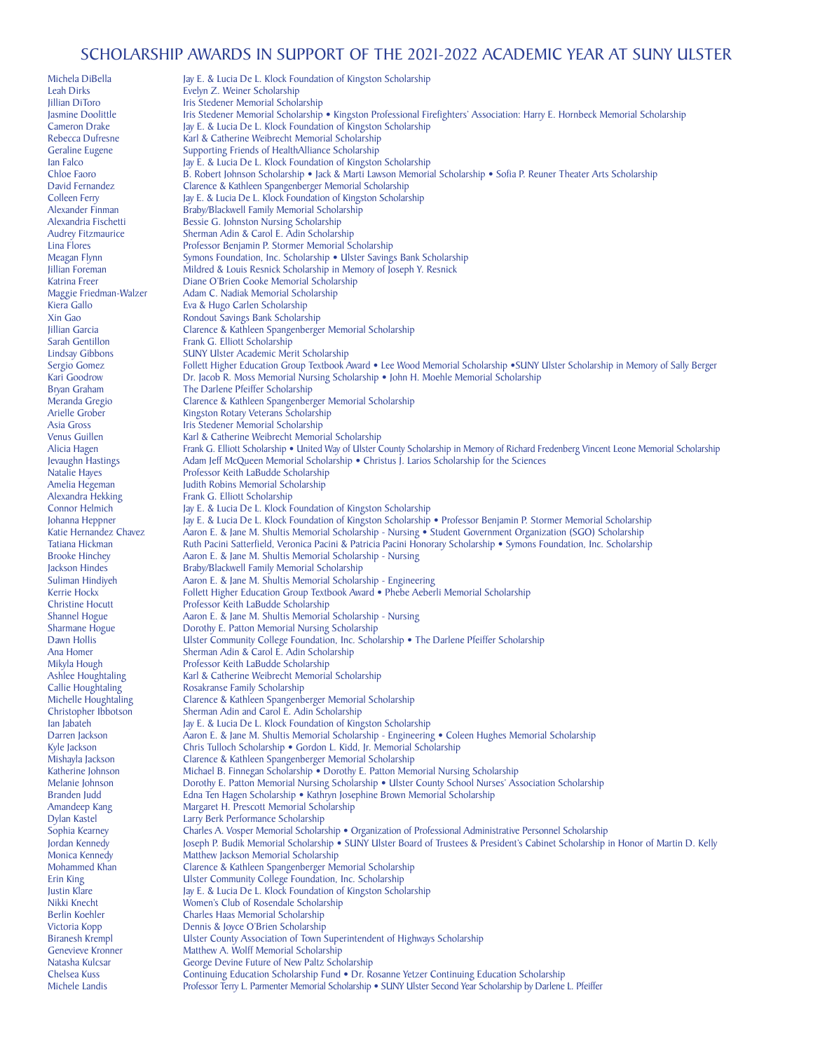# SCHOLARSHIP AWARDS IN SUPPORT OF THE 2021-2022 ACADEMIC YEAR AT SUNY ULSTER

| | |
|---|---|
| Michela DiBella | Jay E. & Lucia De L. Klock Foundation of Kingston Scholarship |
| Leah Dirks | Evelyn Z. Weiner Scholarship |
| Jillian DiToro | Iris Stedener Memorial Scholarship |
| Jasmine Doolittle | Iris Stedener Memorial Scholarship • Kingston Professional Firefighters' Association: Harry E. Hornbeck Memorial Scholarship |
| Cameron Drake | Jay E. & Lucia De L. Klock Foundation of Kingston Scholarship |
| Rebecca Dufresne | Karl & Catherine Weibrecht Memorial Scholarship |
| Geraline Eugene | Supporting Friends of HealthAlliance Scholarship |
| Ian Falco | Jay E. & Lucia De L. Klock Foundation of Kingston Scholarship |
| Chloe Faoro | B. Robert Johnson Scholarship • Jack & Marti Lawson Memorial Scholarship • Sofia P. Reuner Theater Arts Scholarship |
| David Fernandez | Clarence & Kathleen Spangenberger Memorial Scholarship |
| Colleen Ferry | Jay E. & Lucia De L. Klock Foundation of Kingston Scholarship |
| Alexander Finman | Braby/Blackwell Family Memorial Scholarship |
| Alexandria Fischetti | Bessie G. Johnston Nursing Scholarship |
| Audrey Fitzmaurice | Sherman Adin & Carol E. Adin Scholarship |
| Lina Flores | Professor Benjamin P. Stormer Memorial Scholarship |
| Meagan Flynn | Symons Foundation, Inc. Scholarship • Ulster Savings Bank Scholarship |
| Jillian Foreman | Mildred & Louis Resnick Scholarship in Memory of Joseph Y. Resnick |
| Katrina Freer | Diane O'Brien Cooke Memorial Scholarship |
| Maggie Friedman-Walzer | Adam C. Nadiak Memorial Scholarship |
| Kiera Gallo | Eva & Hugo Carlen Scholarship |
| Xin Gao | Rondout Savings Bank Scholarship |
| Jillian Garcia | Clarence & Kathleen Spangenberger Memorial Scholarship |
| Sarah Gentillon | Frank G. Elliott Scholarship |
| Lindsay Gibbons | SUNY Ulster Academic Merit Scholarship |
| Sergio Gomez | Follett Higher Education Group Textbook Award • Lee Wood Memorial Scholarship •SUNY Ulster Scholarship in Memory of Sally Berger |
| Kari Goodrow | Dr. Jacob R. Moss Memorial Nursing Scholarship • John H. Moehle Memorial Scholarship |
| Bryan Graham | The Darlene Pfeiffer Scholarship |
| Meranda Gregio | Clarence & Kathleen Spangenberger Memorial Scholarship |
| Arielle Grober | Kingston Rotary Veterans Scholarship |
| Asia Gross | Iris Stedener Memorial Scholarship |
| Venus Guillen | Karl & Catherine Weibrecht Memorial Scholarship |
| Alicia Hagen | Frank G. Elliott Scholarship • United Way of Ulster County Scholarship in Memory of Richard Fredenberg Vincent Leone Memorial Scholarship |
| Jevaughn Hastings | Adam Jeff McQueen Memorial Scholarship • Christus J. Larios Scholarship for the Sciences |
| Natalie Hayes | Professor Keith LaBudde Scholarship |
| Amelia Hegeman | Judith Robins Memorial Scholarship |
| Alexandra Hekking | Frank G. Elliott Scholarship |
| Connor Helmich | Jay E. & Lucia De L. Klock Foundation of Kingston Scholarship |
| Johanna Heppner | Jay E. & Lucia De L. Klock Foundation of Kingston Scholarship • Professor Benjamin P. Stormer Memorial Scholarship |
| Katie Hernandez Chavez | Aaron E. & Jane M. Shultis Memorial Scholarship - Nursing • Student Government Organization (SGO) Scholarship |
| Tatiana Hickman | Ruth Pacini Satterfield, Veronica Pacini & Patricia Pacini Honorary Scholarship • Symons Foundation, Inc. Scholarship |
| Brooke Hinchey | Aaron E. & Jane M. Shultis Memorial Scholarship - Nursing |
| Jackson Hindes | Braby/Blackwell Family Memorial Scholarship |
| Suliman Hindiyeh | Aaron E. & Jane M. Shultis Memorial Scholarship - Engineering |
| Kerrie Hockx | Follett Higher Education Group Textbook Award • Phebe Aeberli Memorial Scholarship |
| Christine Hocutt | Professor Keith LaBudde Scholarship |
| Shannel Hogue | Aaron E. & Jane M. Shultis Memorial Scholarship - Nursing |
| Sharmane Hogue | Dorothy E. Patton Memorial Nursing Scholarship |
| Dawn Hollis | Ulster Community College Foundation, Inc. Scholarship • The Darlene Pfeiffer Scholarship |
| Ana Homer | Sherman Adin & Carol E. Adin Scholarship |
| Mikyla Hough | Professor Keith LaBudde Scholarship |
| Ashlee Houghtaling | Karl & Catherine Weibrecht Memorial Scholarship |
| Callie Houghtaling | Rosakranse Family Scholarship |
| Michelle Houghtaling | Clarence & Kathleen Spangenberger Memorial Scholarship |
| Christopher Ibbotson | Sherman Adin and Carol E. Adin Scholarship |
| Ian Jabateh | Jay E. & Lucia De L. Klock Foundation of Kingston Scholarship |
| Darren Jackson | Aaron E. & Jane M. Shultis Memorial Scholarship - Engineering • Coleen Hughes Memorial Scholarship |
| Kyle Jackson | Chris Tulloch Scholarship • Gordon L. Kidd, Jr. Memorial Scholarship |
| Mishayla Jackson | Clarence & Kathleen Spangenberger Memorial Scholarship |
| Katherine Johnson | Michael B. Finnegan Scholarship • Dorothy E. Patton Memorial Nursing Scholarship |
| Melanie Johnson | Dorothy E. Patton Memorial Nursing Scholarship • Ulster County School Nurses' Association Scholarship |
| Branden Judd | Edna Ten Hagen Scholarship • Kathryn Josephine Brown Memorial Scholarship |
| Amandeep Kang | Margaret H. Prescott Memorial Scholarship |
| Dylan Kastel | Larry Berk Performance Scholarship |
| Sophia Kearney | Charles A. Vosper Memorial Scholarship • Organization of Professional Administrative Personnel Scholarship |
| Jordan Kennedy | Joseph P. Budik Memorial Scholarship • SUNY Ulster Board of Trustees & President's Cabinet Scholarship in Honor of Martin D. Kelly |
| Monica Kennedy | Matthew Jackson Memorial Scholarship |
| Mohammed Khan | Clarence & Kathleen Spangenberger Memorial Scholarship |
| Erin King | Ulster Community College Foundation, Inc. Scholarship |
| Justin Klare | Jay E. & Lucia De L. Klock Foundation of Kingston Scholarship |
| Nikki Knecht | Women's Club of Rosendale Scholarship |
| Berlin Koehler | Charles Haas Memorial Scholarship |
| Victoria Kopp | Dennis & Joyce O'Brien Scholarship |
| Biranesh Krempl | Ulster County Association of Town Superintendent of Highways Scholarship |
| Genevieve Kronner | Matthew A. Wolff Memorial Scholarship |
| Natasha Kulcsar | George Devine Future of New Paltz Scholarship |
| Chelsea Kuss | Continuing Education Scholarship Fund • Dr. Rosanne Yetzer Continuing Education Scholarship |
| Michele Landis | Professor Terry L. Parmenter Memorial Scholarship • SUNY Ulster Second Year Scholarship by Darlene L. Pfeiffer |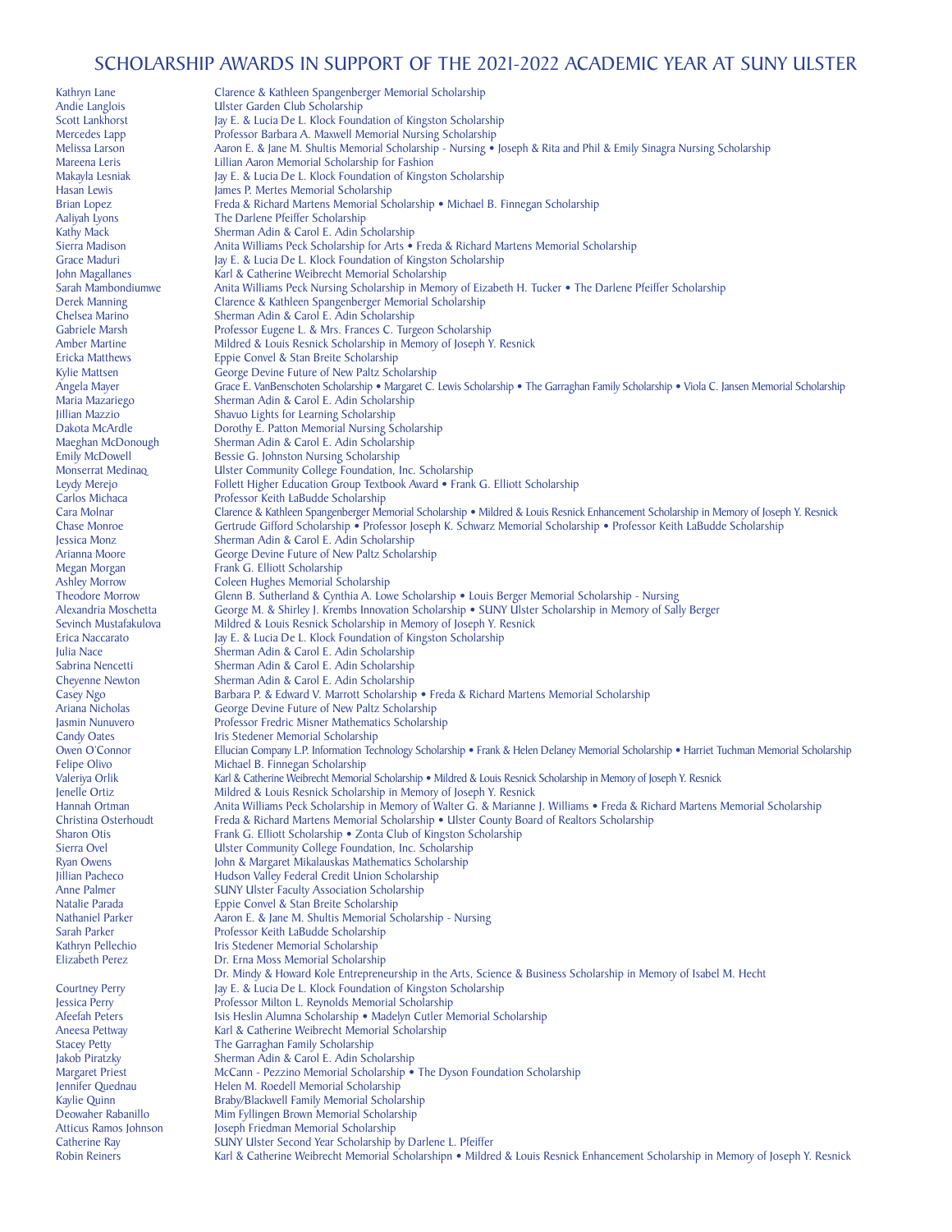# SCHOLARSHIP AWARDS IN SUPPORT OF THE 2021-2022 ACADEMIC YEAR AT SUNY ULSTER

| | |
|---|---|
| Kathryn Lane | Clarence & Kathleen Spangenberger Memorial Scholarship |
| Andie Langlois | Ulster Garden Club Scholarship |
| Scott Lankhorst | Jay E. & Lucia De L. Klock Foundation of Kingston Scholarship |
| Mercedes Lapp | Professor Barbara A. Maxwell Memorial Nursing Scholarship |
| Melissa Larson | Aaron E. & Jane M. Shultis Memorial Scholarship - Nursing • Joseph & Rita and Phil & Emily Sinagra Nursing Scholarship |
| Mareena Leris | Lillian Aaron Memorial Scholarship for Fashion |
| Makayla Lesniak | Jay E. & Lucia De L. Klock Foundation of Kingston Scholarship |
| Hasan Lewis | James P. Mertes Memorial Scholarship |
| Brian Lopez | Freda & Richard Martens Memorial Scholarship • Michael B. Finnegan Scholarship |
| Aaliyah Lyons | The Darlene Pfeiffer Scholarship |
| Kathy Mack | Sherman Adin & Carol E. Adin Scholarship |
| Sierra Madison | Anita Williams Peck Scholarship for Arts • Freda & Richard Martens Memorial Scholarship |
| Grace Maduri | Jay E. & Lucia De L. Klock Foundation of Kingston Scholarship |
| John Magallanes | Karl & Catherine Weibrecht Memorial Scholarship |
| Sarah Mambondiumwe | Anita Williams Peck Nursing Scholarship in Memory of Eizabeth H. Tucker • The Darlene Pfeiffer Scholarship |
| Derek Manning | Clarence & Kathleen Spangenberger Memorial Scholarship |
| Chelsea Marino | Sherman Adin & Carol E. Adin Scholarship |
| Gabriele Marsh | Professor Eugene L. & Mrs. Frances C. Turgeon Scholarship |
| Amber Martine | Mildred & Louis Resnick Scholarship in Memory of Joseph Y. Resnick |
| Ericka Matthews | Eppie Convel & Stan Breite Scholarship |
| Kylie Mattsen | George Devine Future of New Paltz Scholarship |
| Angela Mayer | Grace E. VanBenschoten Scholarship • Margaret C. Lewis Scholarship • The Garraghan Family Scholarship • Viola C. Jansen Memorial Scholarship |
| Maria Mazariego | Sherman Adin & Carol E. Adin Scholarship |
| Jillian Mazzio | Shavuo Lights for Learning Scholarship |
| Dakota McArdle | Dorothy E. Patton Memorial Nursing Scholarship |
| Maeghan McDonough | Sherman Adin & Carol E. Adin Scholarship |
| Emily McDowell | Bessie G. Johnston Nursing Scholarship |
| Monserrat Medinaq | Ulster Community College Foundation, Inc. Scholarship |
| Leydy Merejo | Follett Higher Education Group Textbook Award • Frank G. Elliott Scholarship |
| Carlos Michaca | Professor Keith LaBudde Scholarship |
| Cara Molnar | Clarence & Kathleen Spangenberger Memorial Scholarship • Mildred & Louis Resnick Enhancement Scholarship in Memory of Joseph Y. Resnick |
| Chase Monroe | Gertrude Gifford Scholarship • Professor Joseph K. Schwarz Memorial Scholarship • Professor Keith LaBudde Scholarship |
| Jessica Monz | Sherman Adin & Carol E. Adin Scholarship |
| Arianna Moore | George Devine Future of New Paltz Scholarship |
| Megan Morgan | Frank G. Elliott Scholarship |
| Ashley Morrow | Coleen Hughes Memorial Scholarship |
| Theodore Morrow | Glenn B. Sutherland & Cynthia A. Lowe Scholarship • Louis Berger Memorial Scholarship - Nursing |
| Alexandria Moschetta | George M. & Shirley J. Krembs Innovation Scholarship • SUNY Ulster Scholarship in Memory of Sally Berger |
| Sevinch Mustafakulova | Mildred & Louis Resnick Scholarship in Memory of Joseph Y. Resnick |
| Erica Naccarato | Jay E. & Lucia De L. Klock Foundation of Kingston Scholarship |
| Julia Nace | Sherman Adin & Carol E. Adin Scholarship |
| Sabrina Nencetti | Sherman Adin & Carol E. Adin Scholarship |
| Cheyenne Newton | Sherman Adin & Carol E. Adin Scholarship |
| Casey Ngo | Barbara P. & Edward V. Marrott Scholarship • Freda & Richard Martens Memorial Scholarship |
| Ariana Nicholas | George Devine Future of New Paltz Scholarship |
| Jasmin Nunuvero | Professor Fredric Misner Mathematics Scholarship |
| Candy Oates | Iris Stedener Memorial Scholarship |
| Owen O'Connor | Ellucian Company L.P. Information Technology Scholarship • Frank & Helen Delaney Memorial Scholarship • Harriet Tuchman Memorial Scholarship |
| Felipe Olivo | Michael B. Finnegan Scholarship |
| Valeriya Orlik | Karl & Catherine Weibrecht Memorial Scholarship • Mildred & Louis Resnick Scholarship in Memory of Joseph Y. Resnick |
| Jenelle Ortiz | Mildred & Louis Resnick Scholarship in Memory of Joseph Y. Resnick |
| Hannah Ortman | Anita Williams Peck Scholarship in Memory of Walter G. & Marianne J. Williams • Freda & Richard Martens Memorial Scholarship |
| Christina Osterhoudt | Freda & Richard Martens Memorial Scholarship • Ulster County Board of Realtors Scholarship |
| Sharon Otis | Frank G. Elliott Scholarship • Zonta Club of Kingston Scholarship |
| Sierra Ovel | Ulster Community College Foundation, Inc. Scholarship |
| Ryan Owens | John & Margaret Mikalauskas Mathematics Scholarship |
| Jillian Pacheco | Hudson Valley Federal Credit Union Scholarship |
| Anne Palmer | SUNY Ulster Faculty Association Scholarship |
| Natalie Parada | Eppie Convel & Stan Breite Scholarship |
| Nathaniel Parker | Aaron E. & Jane M. Shultis Memorial Scholarship - Nursing |
| Sarah Parker | Professor Keith LaBudde Scholarship |
| Kathryn Pellechio | Iris Stedener Memorial Scholarship |
| Elizabeth Perez | Dr. Erna Moss Memorial Scholarship<br>Dr. Mindy & Howard Kole Entrepreneurship in the Arts, Science & Business Scholarship in Memory of Isabel M. Hecht |
| Courtney Perry | Jay E. & Lucia De L. Klock Foundation of Kingston Scholarship |
| Jessica Perry | Professor Milton L. Reynolds Memorial Scholarship |
| Afeefah Peters | Isis Heslin Alumna Scholarship • Madelyn Cutler Memorial Scholarship |
| Aneesa Pettway | Karl & Catherine Weibrecht Memorial Scholarship |
| Stacey Petty | The Garraghan Family Scholarship |
| Jakob Piratzky | Sherman Adin & Carol E. Adin Scholarship |
| Margaret Priest | McCann - Pezzino Memorial Scholarship • The Dyson Foundation Scholarship |
| Jennifer Quednau | Helen M. Roedell Memorial Scholarship |
| Kaylie Quinn | Braby/Blackwell Family Memorial Scholarship |
| Deowaher Rabanillo | Mim Fyllingen Brown Memorial Scholarship |
| Atticus Ramos Johnson | Joseph Friedman Memorial Scholarship |
| Catherine Ray | SUNY Ulster Second Year Scholarship by Darlene L. Pfeiffer |
| Robin Reiners | Karl & Catherine Weibrecht Memorial Scholarshipn • Mildred & Louis Resnick Enhancement Scholarship in Memory of Joseph Y. Resnick |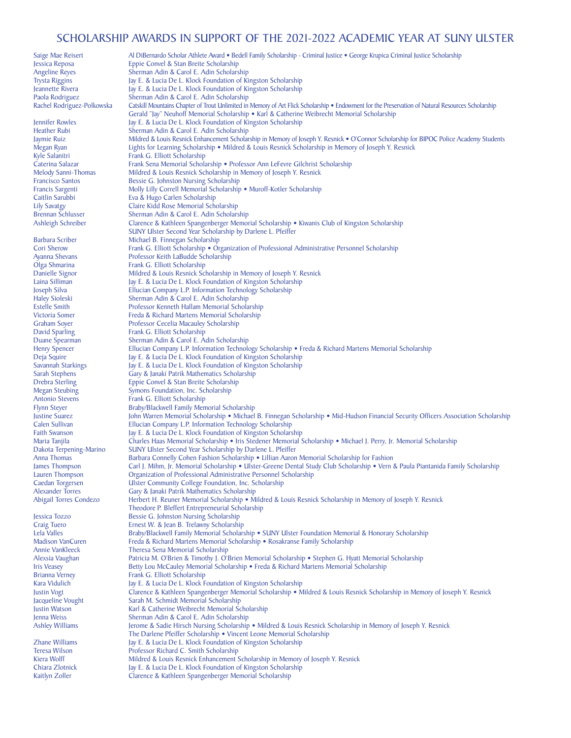# SCHOLARSHIP AWARDS IN SUPPORT OF THE 2021-2022 ACADEMIC YEAR AT SUNY ULSTER

| Name | Scholarship(s) |
|---|---|
| Saige Mae Reisert | Al DiBernardo Scholar Athlete Award • Bedell Family Scholarship - Criminal Justice • George Krupica Criminal Justice Scholarship |
| Jessica Reposa | Eppie Convel & Stan Breite Scholarship |
| Angeline Reyes | Sherman Adin & Carol E. Adin Scholarship |
| Trysta Riggins | Jay E. & Lucia De L. Klock Foundation of Kingston Scholarship |
| Jeannette Rivera | Jay E. & Lucia De L. Klock Foundation of Kingston Scholarship |
| Paola Rodriguez | Sherman Adin & Carol E. Adin Scholarship |
| Rachel Rodriguez-Polkowska | Catskill Mountains Chapter of Trout Unlimited in Memory of Art Flick Scholarship • Endowment for the Preservation of Natural Resources Scholarship Gerald "Jay" Neuhoff Memorial Scholarship • Karl & Catherine Weibrecht Memorial Scholarship |
| Jennifer Rowles | Jay E. & Lucia De L. Klock Foundation of Kingston Scholarship |
| Heather Rubi | Sherman Adin & Carol E. Adin Scholarship |
| Jaymie Ruiz | Mildred & Louis Resnick Enhancement Scholarship in Memory of Joseph Y. Resnick • O'Connor Scholarship for BIPOC Police Academy Students |
| Megan Ryan | Lights for Learning Scholarship • Mildred & Louis Resnick Scholarship in Memory of Joseph Y. Resnick |
| Kyle Salanitri | Frank G. Elliott Scholarship |
| Caterina Salazar | Frank Sena Memorial Scholarship • Professor Ann LeFevre Gilchrist Scholarship |
| Melody Sanni-Thomas | Mildred & Louis Resnick Scholarship in Memory of Joseph Y. Resnick |
| Francisco Santos | Bessie G. Johnston Nursing Scholarship |
| Francis Sargenti | Molly Lilly Correll Memorial Scholarship • Muroff-Kotler Scholarship |
| Caitlin Sarubbi | Eva & Hugo Carlen Scholarship |
| Lily Savatgy | Claire Kidd Rose Memorial Scholarship |
| Brennan Schlusser | Sherman Adin & Carol E. Adin Scholarship |
| Ashleigh Schreiber | Clarence & Kathleen Spangenberger Memorial Scholarship • Kiwanis Club of Kingston Scholarship SUNY Ulster Second Year Scholarship by Darlene L. Pfeiffer |
| Barbara Scriber | Michael B. Finnegan Scholarship |
| Cori Sherow | Frank G. Elliott Scholarship • Organization of Professional Administrative Personnel Scholarship |
| Ayanna Shevans | Professor Keith LaBudde Scholarship |
| Olga Shmarina | Frank G. Elliott Scholarship |
| Danielle Signor | Mildred & Louis Resnick Scholarship in Memory of Joseph Y. Resnick |
| Laina Silliman | Jay E. & Lucia De L. Klock Foundation of Kingston Scholarship |
| Joseph Silva | Ellucian Company L.P. Information Technology Scholarship |
| Haley Sioleski | Sherman Adin & Carol E. Adin Scholarship |
| Estelle Smith | Professor Kenneth Hallam Memorial Scholarship |
| Victoria Somer | Freda & Richard Martens Memorial Scholarship |
| Graham Soyer | Professor Cecelia Macauley Scholarship |
| David Sparling | Frank G. Elliott Scholarship |
| Duane Spearman | Sherman Adin & Carol E. Adin Scholarship |
| Henry Spencer | Ellucian Company L.P. Information Technology Scholarship • Freda & Richard Martens Memorial Scholarship |
| Deja Squire | Jay E. & Lucia De L. Klock Foundation of Kingston Scholarship |
| Savannah Starkings | Jay E. & Lucia De L. Klock Foundation of Kingston Scholarship |
| Sarah Stephens | Gary & Janaki Patrik Mathematics Scholarship |
| Drebra Sterling | Eppie Convel & Stan Breite Scholarship |
| Megan Steubing | Symons Foundation, Inc. Scholarship |
| Antonio Stevens | Frank G. Elliott Scholarship |
| Flynn Steyer | Braby/Blackwell Family Memorial Scholarship |
| Justine Suarez | John Warren Memorial Scholarship • Michael B. Finnegan Scholarship • Mid-Hudson Financial Security Officers Association Scholarship |
| Calen Sullivan | Ellucian Company L.P. Information Technology Scholarship |
| Faith Swanson | Jay E. & Lucia De L. Klock Foundation of Kingston Scholarship |
| Maria Tanjila | Charles Haas Memorial Scholarship • Iris Stedener Memorial Scholarship • Michael J. Perry, Jr. Memorial Scholarship |
| Dakota Terpening-Marino | SUNY Ulster Second Year Scholarship by Darlene L. Pfeiffer |
| Anna Thomas | Barbara Connelly Cohen Fashion Scholarship • Lillian Aaron Memorial Scholarship for Fashion |
| James Thompson | Carl J. Mihm, Jr. Memorial Scholarship • Ulster-Greene Dental Study Club Scholarship • Vern & Paula Piantanida Family Scholarship |
| Lauren Thompson | Organization of Professional Administrative Personnel Scholarship |
| Caedan Torgersen | Ulster Community College Foundation, Inc. Scholarship |
| Alexander Torres | Gary & Janaki Patrik Mathematics Scholarship |
| Abigail Torres Condezo | Herbert H. Reuner Memorial Scholarship • Mildred & Louis Resnick Scholarship in Memory of Joseph Y. Resnick Theodore P. Bleffert Entrepreneurial Scholarship |
| Jessica Tozzo | Bessie G. Johnston Nursing Scholarship |
| Craig Tuero | Ernest W. & Jean B. Trelawny Scholarship |
| Lela Valles | Braby/Blackwell Family Memorial Scholarship • SUNY Ulster Foundation Memorial & Honorary Scholarship |
| Madison VanCuren | Freda & Richard Martens Memorial Scholarship • Rosakranse Family Scholarship |
| Annie VanKleeck | Theresa Sena Memorial Scholarship |
| Alexsia Vaughan | Patricia M. O'Brien & Timothy J. O'Brien Memorial Scholarship • Stephen G. Hyatt Memorial Scholarship |
| Iris Veasey | Betty Lou McCauley Memorial Scholarship • Freda & Richard Martens Memorial Scholarship |
| Brianna Verney | Frank G. Elliott Scholarship |
| Kara Vidulich | Jay E. & Lucia De L. Klock Foundation of Kingston Scholarship |
| Justin Vogt | Clarence & Kathleen Spangenberger Memorial Scholarship • Mildred & Louis Resnick Scholarship in Memory of Joseph Y. Resnick |
| Jacqueline Vought | Sarah M. Schmidt Memorial Scholarship |
| Justin Watson | Karl & Catherine Weibrecht Memorial Scholarship |
| Jenna Weiss | Sherman Adin & Carol E. Adin Scholarship |
| Ashley Williams | Jerome & Sadie Hirsch Nursing Scholarship • Mildred & Louis Resnick Scholarship in Memory of Joseph Y. Resnick The Darlene Pfeiffer Scholarship • Vincent Leone Memorial Scholarship |
| Zhane Williams | Jay E. & Lucia De L. Klock Foundation of Kingston Scholarship |
| Teresa Wilson | Professor Richard C. Smith Scholarship |
| Kiera Wolff | Mildred & Louis Resnick Enhancement Scholarship in Memory of Joseph Y. Resnick |
| Chiara Zlotnick | Jay E. & Lucia De L. Klock Foundation of Kingston Scholarship |
| Kaitlyn Zoller | Clarence & Kathleen Spangenberger Memorial Scholarship |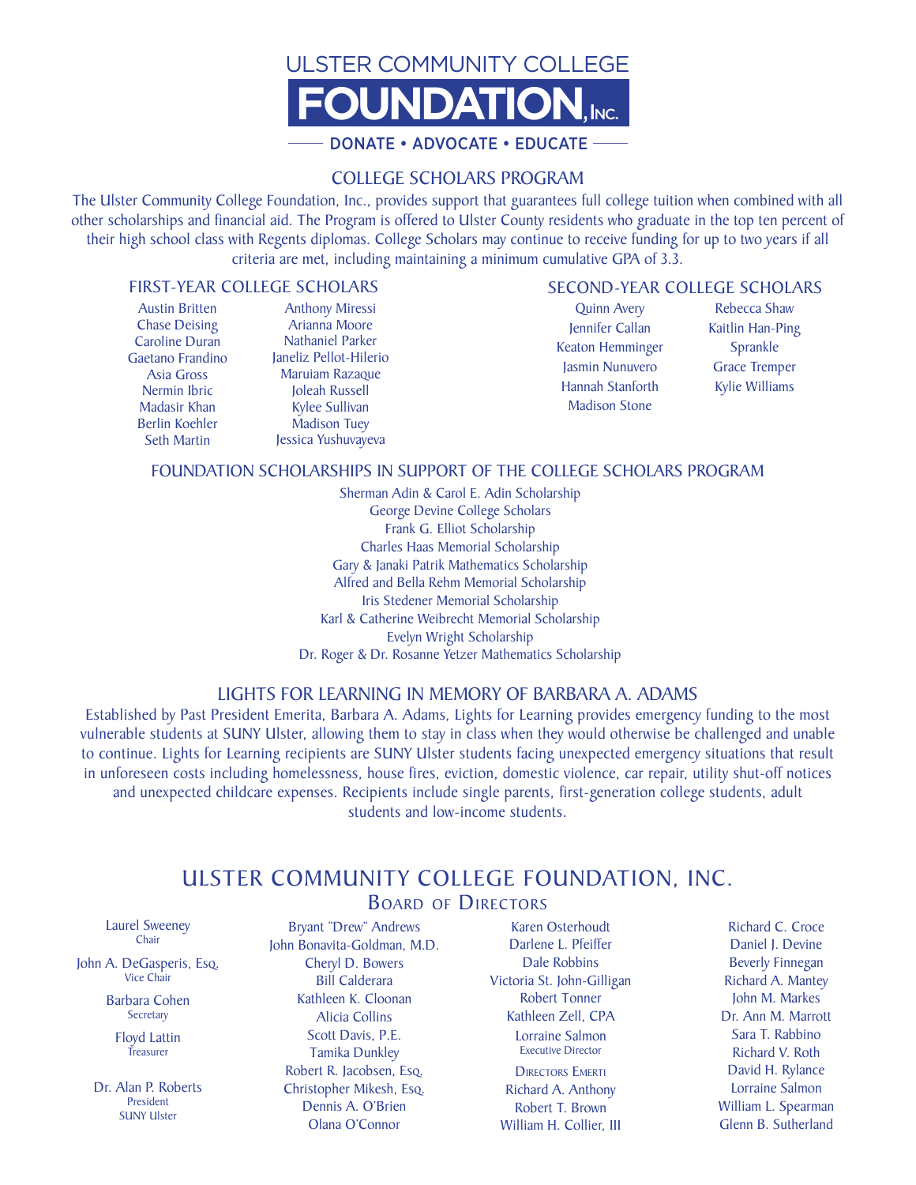# ULSTER COMMUNITY COLLEGE FOUNDATION, INC.

DONATE • ADVOCATE • EDUCATE

## COLLEGE SCHOLARS PROGRAM

The Ulster Community College Foundation, Inc., provides support that guarantees full college tuition when combined with all other scholarships and financial aid. The Program is offered to Ulster County residents who graduate in the top ten percent of their high school class with Regents diplomas. College Scholars may continue to receive funding for up to two years if all criteria are met, including maintaining a minimum cumulative GPA of 3.3.

### FIRST-YEAR COLLEGE SCHOLARS

Austin Britten
Chase Deising
Caroline Duran
Gaetano Frandino
Asia Gross
Nermin Ibric
Madasir Khan
Berlin Koehler
Seth Martin
Anthony Miressi
Arianna Moore
Nathaniel Parker
Janeliz Pellot-Hilerio
Maruiam Razaque
Joleah Russell
Kylee Sullivan
Madison Tuey
Jessica Yushuvayeva

### SECOND-YEAR COLLEGE SCHOLARS

Quinn Avery
Jennifer Callan
Keaton Hemminger
Jasmin Nunuvero
Hannah Stanforth
Madison Stone
Rebecca Shaw
Kaitlin Han-Ping Sprankle
Grace Tremper
Kylie Williams

## FOUNDATION SCHOLARSHIPS IN SUPPORT OF THE COLLEGE SCHOLARS PROGRAM

Sherman Adin & Carol E. Adin Scholarship
George Devine College Scholars
Frank G. Elliot Scholarship
Charles Haas Memorial Scholarship
Gary & Janaki Patrik Mathematics Scholarship
Alfred and Bella Rehm Memorial Scholarship
Iris Stedener Memorial Scholarship
Karl & Catherine Weibrecht Memorial Scholarship
Evelyn Wright Scholarship
Dr. Roger & Dr. Rosanne Yetzer Mathematics Scholarship

## LIGHTS FOR LEARNING IN MEMORY OF BARBARA A. ADAMS

Established by Past President Emerita, Barbara A. Adams, Lights for Learning provides emergency funding to the most vulnerable students at SUNY Ulster, allowing them to stay in class when they would otherwise be challenged and unable to continue. Lights for Learning recipients are SUNY Ulster students facing unexpected emergency situations that result in unforeseen costs including homelessness, house fires, eviction, domestic violence, car repair, utility shut-off notices and unexpected childcare expenses. Recipients include single parents, first-generation college students, adult students and low-income students.

## ULSTER COMMUNITY COLLEGE FOUNDATION, INC.

### Board of Directors

Laurel Sweeney
Chair

John A. DeGasperis, Esq.
Vice Chair

Barbara Cohen
Secretary

Floyd Lattin
Treasurer

Dr. Alan P. Roberts
President
SUNY Ulster

Bryant "Drew" Andrews
John Bonavita-Goldman, M.D.
Cheryl D. Bowers
Bill Calderara
Kathleen K. Cloonan
Alicia Collins
Scott Davis, P.E.
Tamika Dunkley
Robert R. Jacobsen, Esq.
Christopher Mikesh, Esq.
Dennis A. O'Brien
Olana O'Connor
Karen Osterhoudt
Darlene L. Pfeiffer
Dale Robbins
Victoria St. John-Gilligan
Robert Tonner
Kathleen Zell, CPA

Lorraine Salmon
Executive Director

**Directors Emerti**

Richard A. Anthony
Robert T. Brown
William H. Collier, III
Richard C. Croce
Daniel J. Devine
Beverly Finnegan
Richard A. Mantey
John M. Markes
Dr. Ann M. Marrott
Sara T. Rabbino
Richard V. Roth
David H. Rylance
Lorraine Salmon
William L. Spearman
Glenn B. Sutherland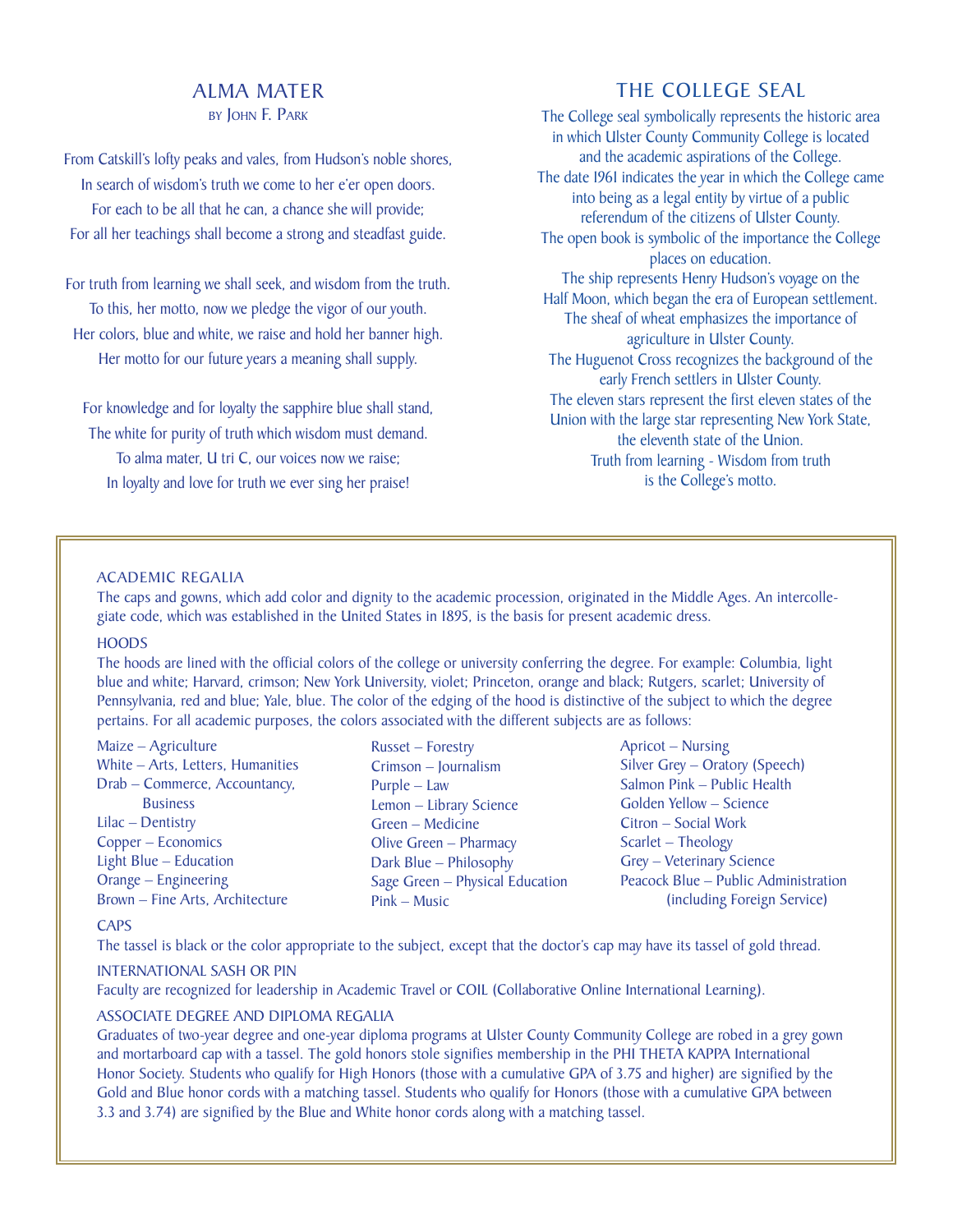## ALMA MATER

by John F. Park

From Catskill's lofty peaks and vales, from Hudson's noble shores,
In search of wisdom's truth we come to her e'er open doors.
For each to be all that he can, a chance she will provide;
For all her teachings shall become a strong and steadfast guide.

For truth from learning we shall seek, and wisdom from the truth.
To this, her motto, now we pledge the vigor of our youth.
Her colors, blue and white, we raise and hold her banner high.
Her motto for our future years a meaning shall supply.

For knowledge and for loyalty the sapphire blue shall stand,
The white for purity of truth which wisdom must demand.
To alma mater, U tri C, our voices now we raise;
In loyalty and love for truth we ever sing her praise!

## THE COLLEGE SEAL

The College seal symbolically represents the historic area in which Ulster County Community College is located and the academic aspirations of the College.
The date 1961 indicates the year in which the College came into being as a legal entity by virtue of a public referendum of the citizens of Ulster County.
The open book is symbolic of the importance the College places on education.
The ship represents Henry Hudson's voyage on the Half Moon, which began the era of European settlement.
The sheaf of wheat emphasizes the importance of agriculture in Ulster County.
The Huguenot Cross recognizes the background of the early French settlers in Ulster County.
The eleven stars represent the first eleven states of the Union with the large star representing New York State, the eleventh state of the Union.
Truth from learning - Wisdom from truth is the College's motto.

### ACADEMIC REGALIA

The caps and gowns, which add color and dignity to the academic procession, originated in the Middle Ages. An intercollegiate code, which was established in the United States in 1895, is the basis for present academic dress.

### HOODS

The hoods are lined with the official colors of the college or university conferring the degree. For example: Columbia, light blue and white; Harvard, crimson; New York University, violet; Princeton, orange and black; Rutgers, scarlet; University of Pennsylvania, red and blue; Yale, blue. The color of the edging of the hood is distinctive of the subject to which the degree pertains. For all academic purposes, the colors associated with the different subjects are as follows:

Maize – Agriculture
White – Arts, Letters, Humanities
Drab – Commerce, Accountancy, Business
Lilac – Dentistry
Copper – Economics
Light Blue – Education
Orange – Engineering
Brown – Fine Arts, Architecture
Russet – Forestry
Crimson – Journalism
Purple – Law
Lemon – Library Science
Green – Medicine
Olive Green – Pharmacy
Dark Blue – Philosophy
Sage Green – Physical Education
Pink – Music
Apricot – Nursing
Silver Grey – Oratory (Speech)
Salmon Pink – Public Health
Golden Yellow – Science
Citron – Social Work
Scarlet – Theology
Grey – Veterinary Science
Peacock Blue – Public Administration (including Foreign Service)

### CAPS

The tassel is black or the color appropriate to the subject, except that the doctor's cap may have its tassel of gold thread.

### INTERNATIONAL SASH OR PIN

Faculty are recognized for leadership in Academic Travel or COIL (Collaborative Online International Learning).

### ASSOCIATE DEGREE AND DIPLOMA REGALIA

Graduates of two-year degree and one-year diploma programs at Ulster County Community College are robed in a grey gown and mortarboard cap with a tassel. The gold honors stole signifies membership in the PHI THETA KAPPA International Honor Society. Students who qualify for High Honors (those with a cumulative GPA of 3.75 and higher) are signified by the Gold and Blue honor cords with a matching tassel. Students who qualify for Honors (those with a cumulative GPA between 3.3 and 3.74) are signified by the Blue and White honor cords along with a matching tassel.